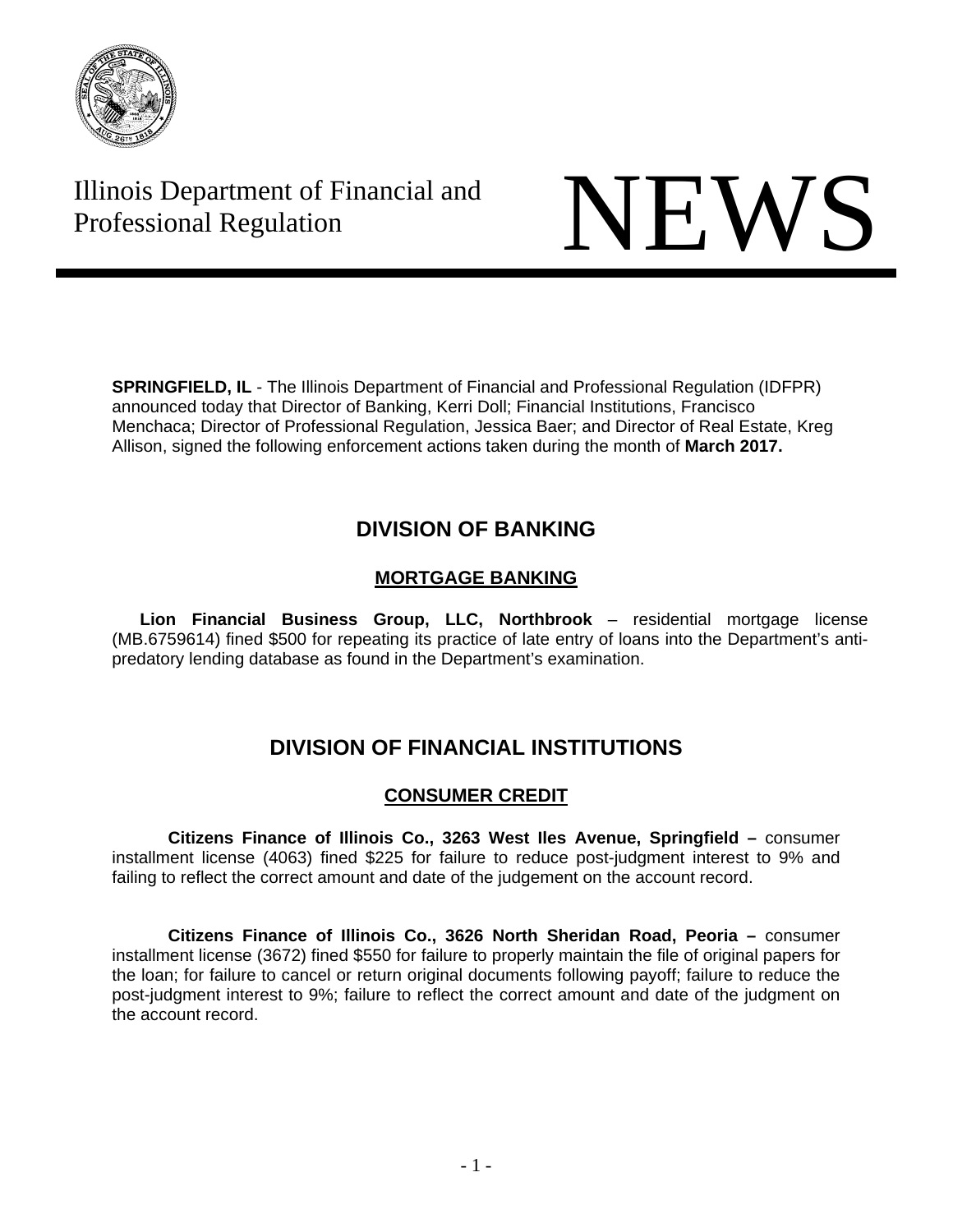Illinois Department of Financial and Professional Regulation

# NEWS

**SPRINGFIELD, IL** - The Illinois Department of Financial and Professional Regulation (IDFPR) announced today that Director of Banking, Kerri Doll; Financial Institutions, Francisco Menchaca; Director of Professional Regulation, Jessica Baer; and Director of Real Estate, Kreg Allison, signed the following enforcement actions taken during the month of **March 2017.**

## DIVISION OF BANKING

### MORTGAGE BANKING

**Lion Financial Business Group, LLC, Northbrook** – residential mortgage license (MB.6759614) fined $500 for repeating its practice of late entry of loans into the Department's anti-predatory lending database as found in the Department's examination.

## DIVISION OF FINANCIAL INSTITUTIONS

### CONSUMER CREDIT

**Citizens Finance of Illinois Co., 3263 West Iles Avenue, Springfield –** consumer installment license (4063) fined $225 for failure to reduce post-judgment interest to 9% and failing to reflect the correct amount and date of the judgement on the account record.

**Citizens Finance of Illinois Co., 3626 North Sheridan Road, Peoria –** consumer installment license (3672) fined $550 for failure to properly maintain the file of original papers for the loan; for failure to cancel or return original documents following payoff; failure to reduce the post-judgment interest to 9%; failure to reflect the correct amount and date of the judgment on the account record.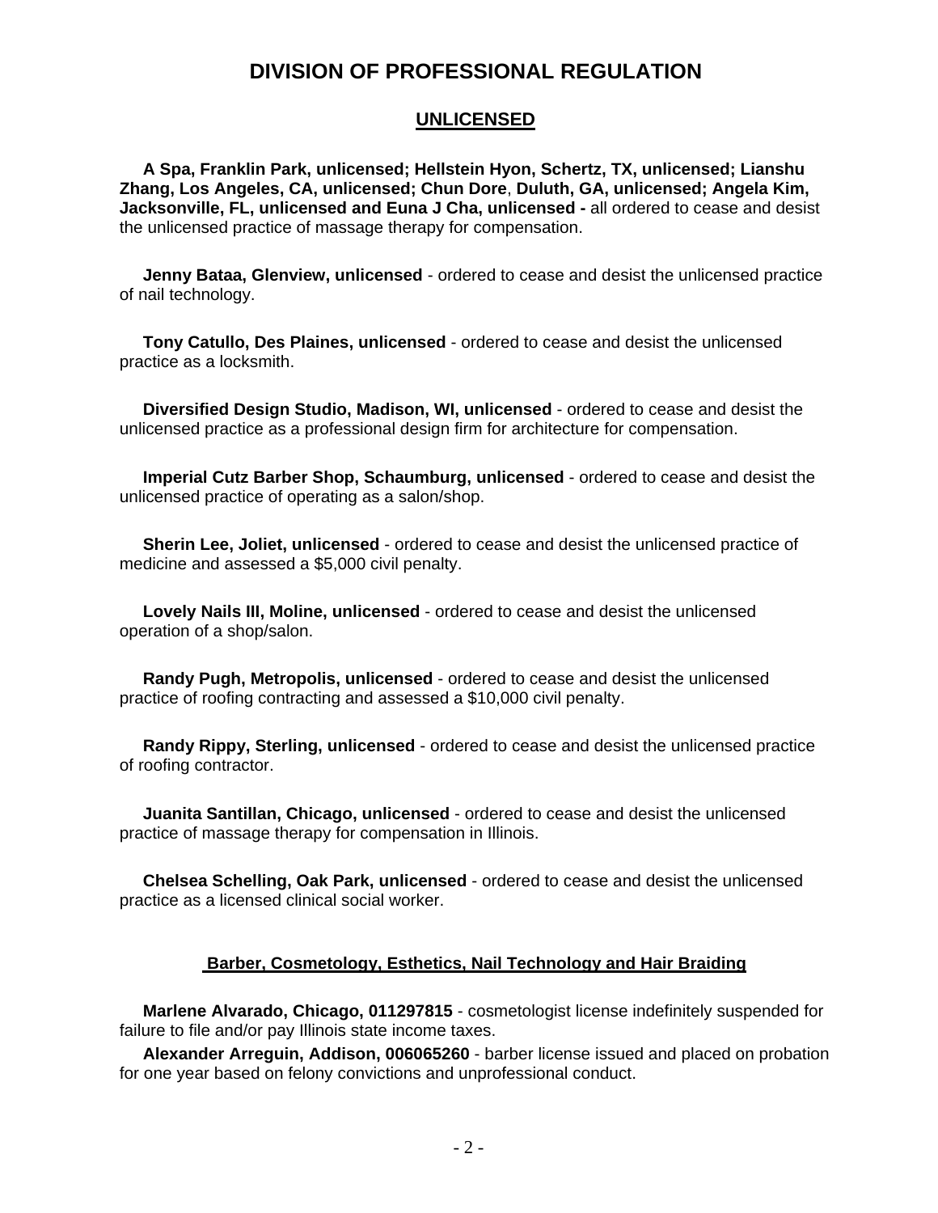# DIVISION OF PROFESSIONAL REGULATION

## UNLICENSED

**A Spa, Franklin Park, unlicensed; Hellstein Hyon, Schertz, TX, unlicensed; Lianshu Zhang, Los Angeles, CA, unlicensed; Chun Dore**, **Duluth, GA, unlicensed; Angela Kim, Jacksonville, FL, unlicensed and Euna J Cha, unlicensed -** all ordered to cease and desist the unlicensed practice of massage therapy for compensation.

**Jenny Bataa, Glenview, unlicensed** - ordered to cease and desist the unlicensed practice of nail technology.

**Tony Catullo, Des Plaines, unlicensed** - ordered to cease and desist the unlicensed practice as a locksmith.

**Diversified Design Studio, Madison, WI, unlicensed** - ordered to cease and desist the unlicensed practice as a professional design firm for architecture for compensation.

**Imperial Cutz Barber Shop, Schaumburg, unlicensed** - ordered to cease and desist the unlicensed practice of operating as a salon/shop.

**Sherin Lee, Joliet, unlicensed** - ordered to cease and desist the unlicensed practice of medicine and assessed a $5,000 civil penalty.

**Lovely Nails III, Moline, unlicensed** - ordered to cease and desist the unlicensed operation of a shop/salon.

**Randy Pugh, Metropolis, unlicensed** - ordered to cease and desist the unlicensed practice of roofing contracting and assessed a $10,000 civil penalty.

**Randy Rippy, Sterling, unlicensed** - ordered to cease and desist the unlicensed practice of roofing contractor.

**Juanita Santillan, Chicago, unlicensed** - ordered to cease and desist the unlicensed practice of massage therapy for compensation in Illinois.

**Chelsea Schelling, Oak Park, unlicensed** - ordered to cease and desist the unlicensed practice as a licensed clinical social worker.

## Barber, Cosmetology, Esthetics, Nail Technology and Hair Braiding

**Marlene Alvarado, Chicago, 011297815** - cosmetologist license indefinitely suspended for failure to file and/or pay Illinois state income taxes.

**Alexander Arreguin, Addison, 006065260** - barber license issued and placed on probation for one year based on felony convictions and unprofessional conduct.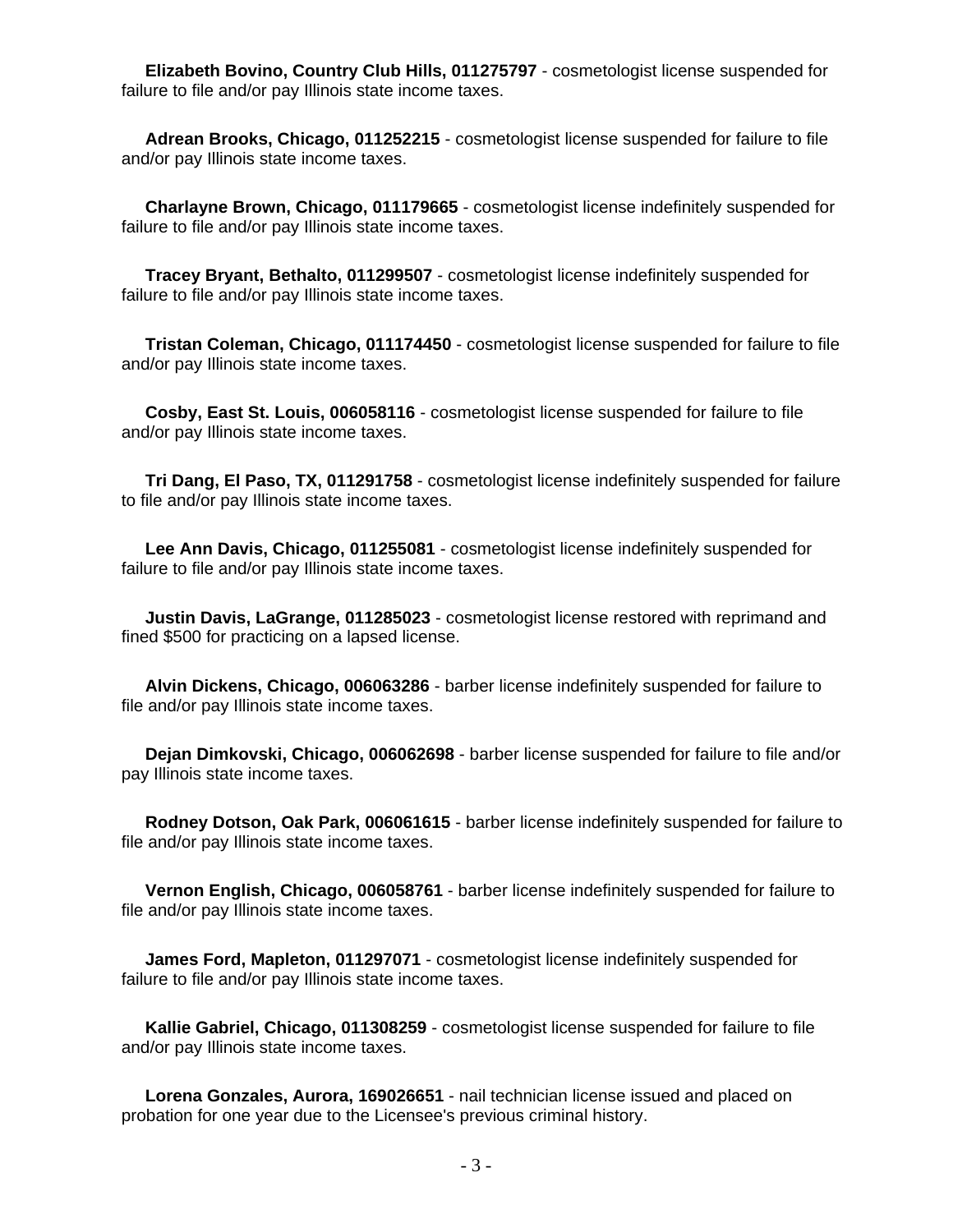**Elizabeth Bovino, Country Club Hills, 011275797** - cosmetologist license suspended for failure to file and/or pay Illinois state income taxes.

**Adrean Brooks, Chicago, 011252215** - cosmetologist license suspended for failure to file and/or pay Illinois state income taxes.

**Charlayne Brown, Chicago, 011179665** - cosmetologist license indefinitely suspended for failure to file and/or pay Illinois state income taxes.

**Tracey Bryant, Bethalto, 011299507** - cosmetologist license indefinitely suspended for failure to file and/or pay Illinois state income taxes.

**Tristan Coleman, Chicago, 011174450** - cosmetologist license suspended for failure to file and/or pay Illinois state income taxes.

**Cosby, East St. Louis, 006058116** - cosmetologist license suspended for failure to file and/or pay Illinois state income taxes.

**Tri Dang, El Paso, TX, 011291758** - cosmetologist license indefinitely suspended for failure to file and/or pay Illinois state income taxes.

**Lee Ann Davis, Chicago, 011255081** - cosmetologist license indefinitely suspended for failure to file and/or pay Illinois state income taxes.

**Justin Davis, LaGrange, 011285023** - cosmetologist license restored with reprimand and fined $500 for practicing on a lapsed license.

**Alvin Dickens, Chicago, 006063286** - barber license indefinitely suspended for failure to file and/or pay Illinois state income taxes.

**Dejan Dimkovski, Chicago, 006062698** - barber license suspended for failure to file and/or pay Illinois state income taxes.

**Rodney Dotson, Oak Park, 006061615** - barber license indefinitely suspended for failure to file and/or pay Illinois state income taxes.

**Vernon English, Chicago, 006058761** - barber license indefinitely suspended for failure to file and/or pay Illinois state income taxes.

**James Ford, Mapleton, 011297071** - cosmetologist license indefinitely suspended for failure to file and/or pay Illinois state income taxes.

**Kallie Gabriel, Chicago, 011308259** - cosmetologist license suspended for failure to file and/or pay Illinois state income taxes.

**Lorena Gonzales, Aurora, 169026651** - nail technician license issued and placed on probation for one year due to the Licensee's previous criminal history.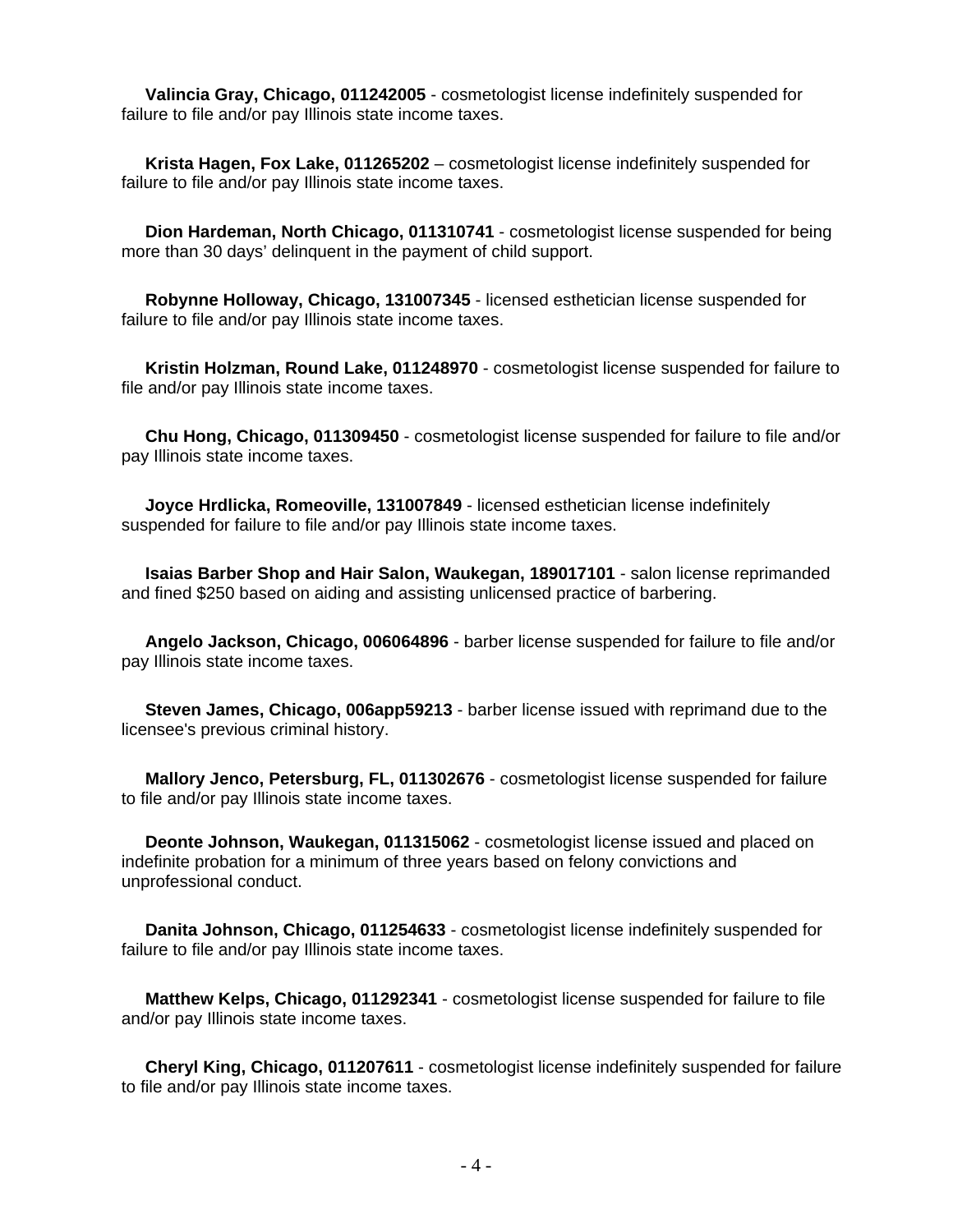**Valincia Gray, Chicago, 011242005** - cosmetologist license indefinitely suspended for failure to file and/or pay Illinois state income taxes.

**Krista Hagen, Fox Lake, 011265202** – cosmetologist license indefinitely suspended for failure to file and/or pay Illinois state income taxes.

**Dion Hardeman, North Chicago, 011310741** - cosmetologist license suspended for being more than 30 days' delinquent in the payment of child support.

**Robynne Holloway, Chicago, 131007345** - licensed esthetician license suspended for failure to file and/or pay Illinois state income taxes.

**Kristin Holzman, Round Lake, 011248970** - cosmetologist license suspended for failure to file and/or pay Illinois state income taxes.

**Chu Hong, Chicago, 011309450** - cosmetologist license suspended for failure to file and/or pay Illinois state income taxes.

**Joyce Hrdlicka, Romeoville, 131007849** - licensed esthetician license indefinitely suspended for failure to file and/or pay Illinois state income taxes.

**Isaias Barber Shop and Hair Salon, Waukegan, 189017101** - salon license reprimanded and fined $250 based on aiding and assisting unlicensed practice of barbering.

**Angelo Jackson, Chicago, 006064896** - barber license suspended for failure to file and/or pay Illinois state income taxes.

**Steven James, Chicago, 006app59213** - barber license issued with reprimand due to the licensee's previous criminal history.

**Mallory Jenco, Petersburg, FL, 011302676** - cosmetologist license suspended for failure to file and/or pay Illinois state income taxes.

**Deonte Johnson, Waukegan, 011315062** - cosmetologist license issued and placed on indefinite probation for a minimum of three years based on felony convictions and unprofessional conduct.

**Danita Johnson, Chicago, 011254633** - cosmetologist license indefinitely suspended for failure to file and/or pay Illinois state income taxes.

**Matthew Kelps, Chicago, 011292341** - cosmetologist license suspended for failure to file and/or pay Illinois state income taxes.

**Cheryl King, Chicago, 011207611** - cosmetologist license indefinitely suspended for failure to file and/or pay Illinois state income taxes.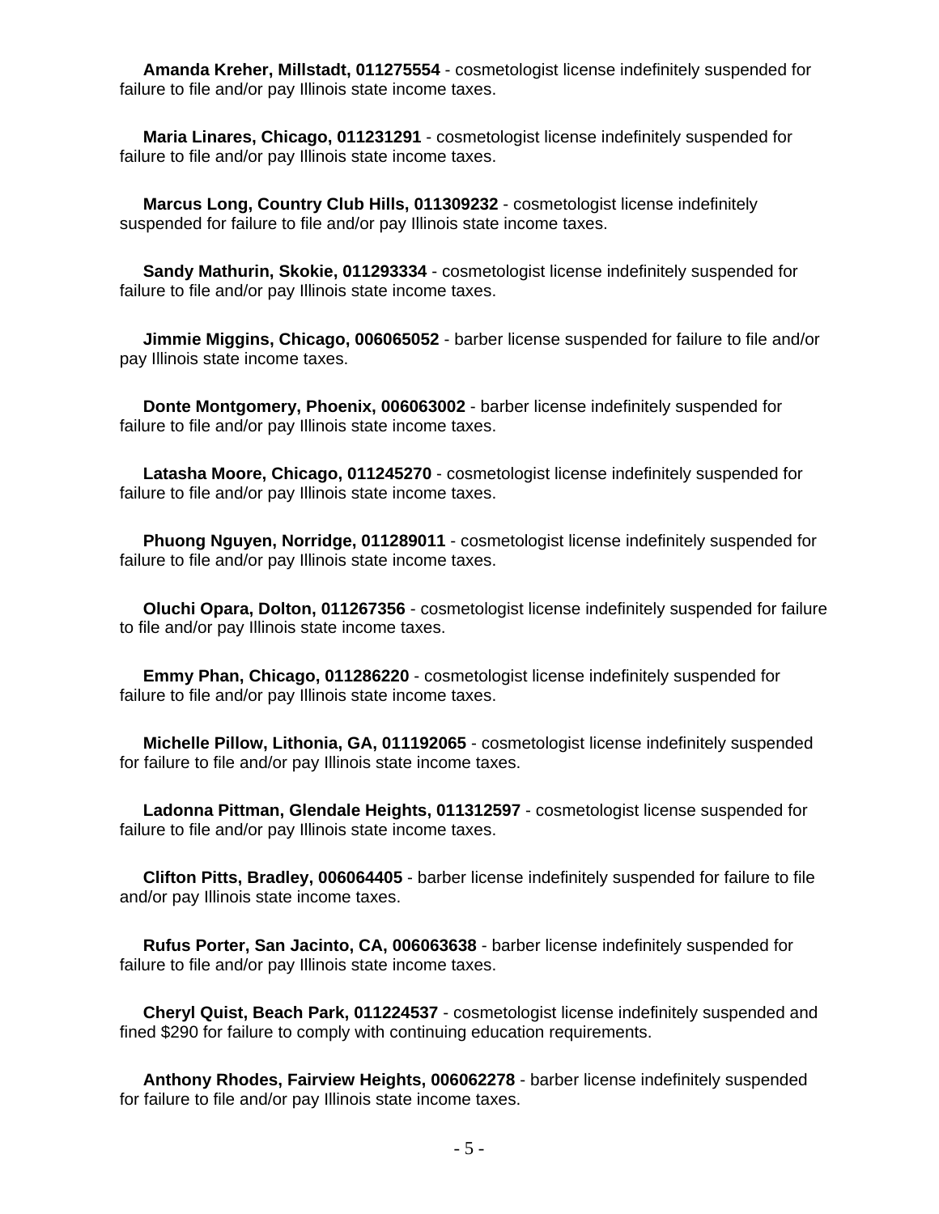**Amanda Kreher, Millstadt, 011275554** - cosmetologist license indefinitely suspended for failure to file and/or pay Illinois state income taxes.

**Maria Linares, Chicago, 011231291** - cosmetologist license indefinitely suspended for failure to file and/or pay Illinois state income taxes.

**Marcus Long, Country Club Hills, 011309232** - cosmetologist license indefinitely suspended for failure to file and/or pay Illinois state income taxes.

**Sandy Mathurin, Skokie, 011293334** - cosmetologist license indefinitely suspended for failure to file and/or pay Illinois state income taxes.

**Jimmie Miggins, Chicago, 006065052** - barber license suspended for failure to file and/or pay Illinois state income taxes.

**Donte Montgomery, Phoenix, 006063002** - barber license indefinitely suspended for failure to file and/or pay Illinois state income taxes.

**Latasha Moore, Chicago, 011245270** - cosmetologist license indefinitely suspended for failure to file and/or pay Illinois state income taxes.

**Phuong Nguyen, Norridge, 011289011** - cosmetologist license indefinitely suspended for failure to file and/or pay Illinois state income taxes.

**Oluchi Opara, Dolton, 011267356** - cosmetologist license indefinitely suspended for failure to file and/or pay Illinois state income taxes.

**Emmy Phan, Chicago, 011286220** - cosmetologist license indefinitely suspended for failure to file and/or pay Illinois state income taxes.

**Michelle Pillow, Lithonia, GA, 011192065** - cosmetologist license indefinitely suspended for failure to file and/or pay Illinois state income taxes.

**Ladonna Pittman, Glendale Heights, 011312597** - cosmetologist license suspended for failure to file and/or pay Illinois state income taxes.

**Clifton Pitts, Bradley, 006064405** - barber license indefinitely suspended for failure to file and/or pay Illinois state income taxes.

**Rufus Porter, San Jacinto, CA, 006063638** - barber license indefinitely suspended for failure to file and/or pay Illinois state income taxes.

**Cheryl Quist, Beach Park, 011224537** - cosmetologist license indefinitely suspended and fined $290 for failure to comply with continuing education requirements.

**Anthony Rhodes, Fairview Heights, 006062278** - barber license indefinitely suspended for failure to file and/or pay Illinois state income taxes.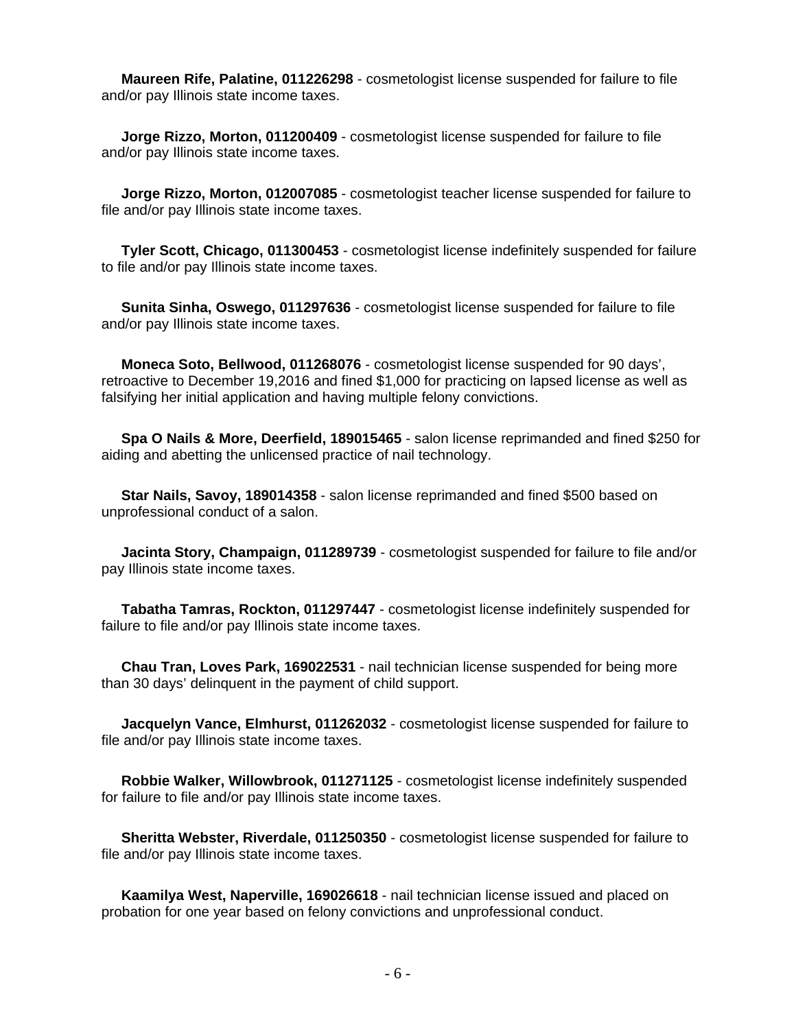**Maureen Rife, Palatine, 011226298** - cosmetologist license suspended for failure to file and/or pay Illinois state income taxes.

**Jorge Rizzo, Morton, 011200409** - cosmetologist license suspended for failure to file and/or pay Illinois state income taxes.

**Jorge Rizzo, Morton, 012007085** - cosmetologist teacher license suspended for failure to file and/or pay Illinois state income taxes.

**Tyler Scott, Chicago, 011300453** - cosmetologist license indefinitely suspended for failure to file and/or pay Illinois state income taxes.

**Sunita Sinha, Oswego, 011297636** - cosmetologist license suspended for failure to file and/or pay Illinois state income taxes.

**Moneca Soto, Bellwood, 011268076** - cosmetologist license suspended for 90 days', retroactive to December 19,2016 and fined $1,000 for practicing on lapsed license as well as falsifying her initial application and having multiple felony convictions.

**Spa O Nails & More, Deerfield, 189015465** - salon license reprimanded and fined $250 for aiding and abetting the unlicensed practice of nail technology.

**Star Nails, Savoy, 189014358** - salon license reprimanded and fined $500 based on unprofessional conduct of a salon.

**Jacinta Story, Champaign, 011289739** - cosmetologist suspended for failure to file and/or pay Illinois state income taxes.

**Tabatha Tamras, Rockton, 011297447** - cosmetologist license indefinitely suspended for failure to file and/or pay Illinois state income taxes.

**Chau Tran, Loves Park, 169022531** - nail technician license suspended for being more than 30 days' delinquent in the payment of child support.

**Jacquelyn Vance, Elmhurst, 011262032** - cosmetologist license suspended for failure to file and/or pay Illinois state income taxes.

**Robbie Walker, Willowbrook, 011271125** - cosmetologist license indefinitely suspended for failure to file and/or pay Illinois state income taxes.

**Sheritta Webster, Riverdale, 011250350** - cosmetologist license suspended for failure to file and/or pay Illinois state income taxes.

**Kaamilya West, Naperville, 169026618** - nail technician license issued and placed on probation for one year based on felony convictions and unprofessional conduct.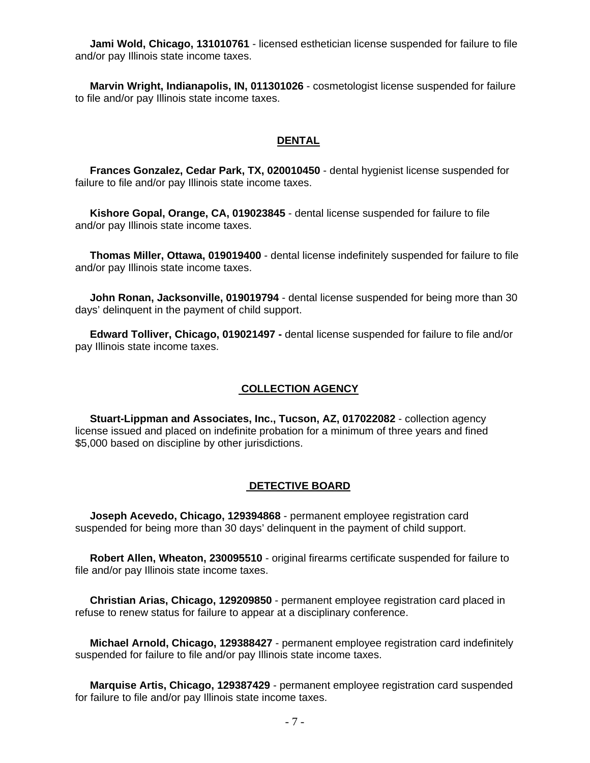**Jami Wold, Chicago, 131010761** - licensed esthetician license suspended for failure to file and/or pay Illinois state income taxes.

**Marvin Wright, Indianapolis, IN, 011301026** - cosmetologist license suspended for failure to file and/or pay Illinois state income taxes.

## DENTAL

**Frances Gonzalez, Cedar Park, TX, 020010450** - dental hygienist license suspended for failure to file and/or pay Illinois state income taxes.

**Kishore Gopal, Orange, CA, 019023845** - dental license suspended for failure to file and/or pay Illinois state income taxes.

**Thomas Miller, Ottawa, 019019400** - dental license indefinitely suspended for failure to file and/or pay Illinois state income taxes.

**John Ronan, Jacksonville, 019019794** - dental license suspended for being more than 30 days' delinquent in the payment of child support.

**Edward Tolliver, Chicago, 019021497 -** dental license suspended for failure to file and/or pay Illinois state income taxes.

## COLLECTION AGENCY

**Stuart-Lippman and Associates, Inc., Tucson, AZ, 017022082** - collection agency license issued and placed on indefinite probation for a minimum of three years and fined $5,000 based on discipline by other jurisdictions.

## DETECTIVE BOARD

**Joseph Acevedo, Chicago, 129394868** - permanent employee registration card suspended for being more than 30 days' delinquent in the payment of child support.

**Robert Allen, Wheaton, 230095510** - original firearms certificate suspended for failure to file and/or pay Illinois state income taxes.

**Christian Arias, Chicago, 129209850** - permanent employee registration card placed in refuse to renew status for failure to appear at a disciplinary conference.

**Michael Arnold, Chicago, 129388427** - permanent employee registration card indefinitely suspended for failure to file and/or pay Illinois state income taxes.

**Marquise Artis, Chicago, 129387429** - permanent employee registration card suspended for failure to file and/or pay Illinois state income taxes.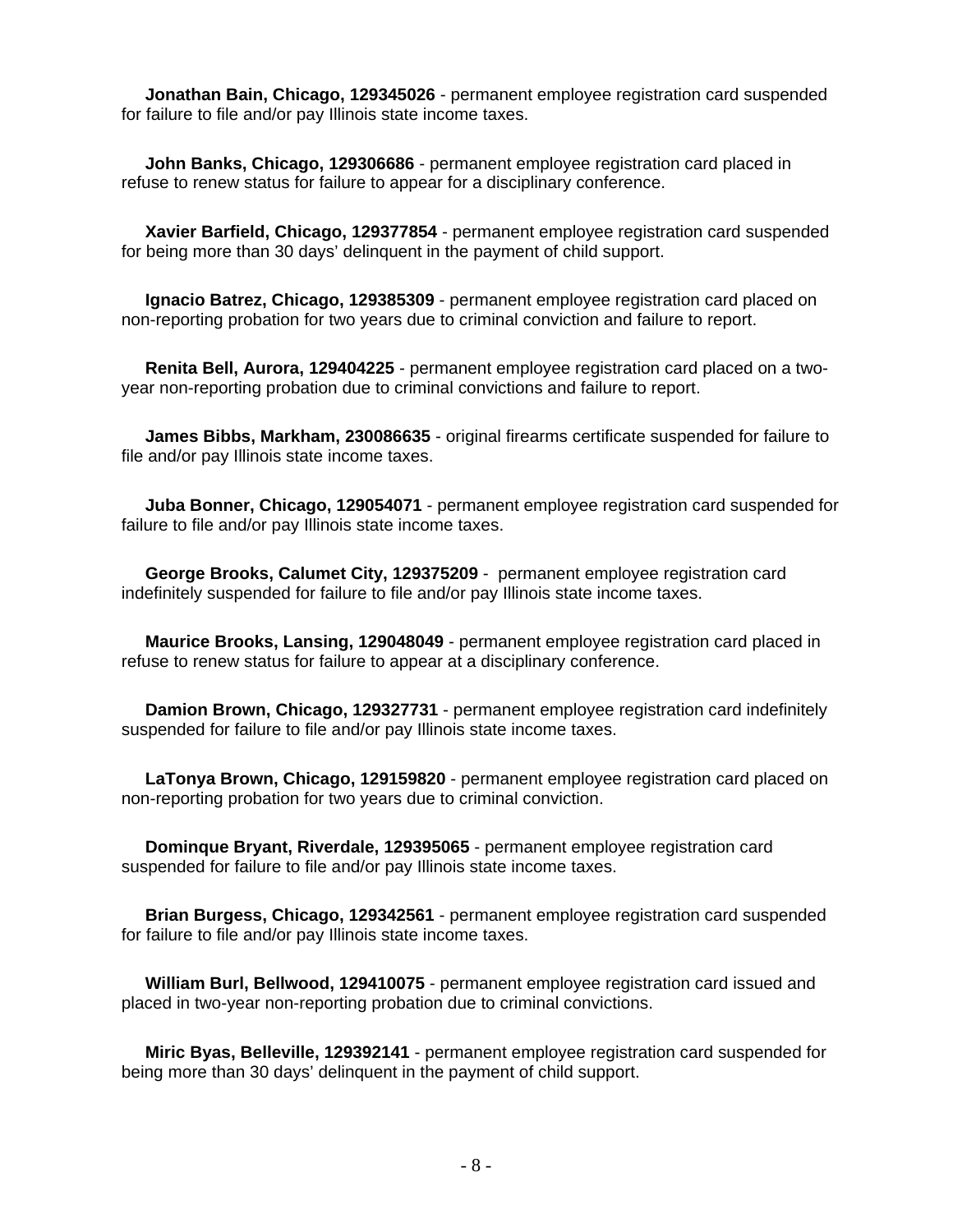**Jonathan Bain, Chicago, 129345026** - permanent employee registration card suspended for failure to file and/or pay Illinois state income taxes.

**John Banks, Chicago, 129306686** - permanent employee registration card placed in refuse to renew status for failure to appear for a disciplinary conference.

**Xavier Barfield, Chicago, 129377854** - permanent employee registration card suspended for being more than 30 days' delinquent in the payment of child support.

**Ignacio Batrez, Chicago, 129385309** - permanent employee registration card placed on non-reporting probation for two years due to criminal conviction and failure to report.

**Renita Bell, Aurora, 129404225** - permanent employee registration card placed on a two-year non-reporting probation due to criminal convictions and failure to report.

**James Bibbs, Markham, 230086635** - original firearms certificate suspended for failure to file and/or pay Illinois state income taxes.

**Juba Bonner, Chicago, 129054071** - permanent employee registration card suspended for failure to file and/or pay Illinois state income taxes.

**George Brooks, Calumet City, 129375209** - permanent employee registration card indefinitely suspended for failure to file and/or pay Illinois state income taxes.

**Maurice Brooks, Lansing, 129048049** - permanent employee registration card placed in refuse to renew status for failure to appear at a disciplinary conference.

**Damion Brown, Chicago, 129327731** - permanent employee registration card indefinitely suspended for failure to file and/or pay Illinois state income taxes.

**LaTonya Brown, Chicago, 129159820** - permanent employee registration card placed on non-reporting probation for two years due to criminal conviction.

**Dominque Bryant, Riverdale, 129395065** - permanent employee registration card suspended for failure to file and/or pay Illinois state income taxes.

**Brian Burgess, Chicago, 129342561** - permanent employee registration card suspended for failure to file and/or pay Illinois state income taxes.

**William Burl, Bellwood, 129410075** - permanent employee registration card issued and placed in two-year non-reporting probation due to criminal convictions.

**Miric Byas, Belleville, 129392141** - permanent employee registration card suspended for being more than 30 days' delinquent in the payment of child support.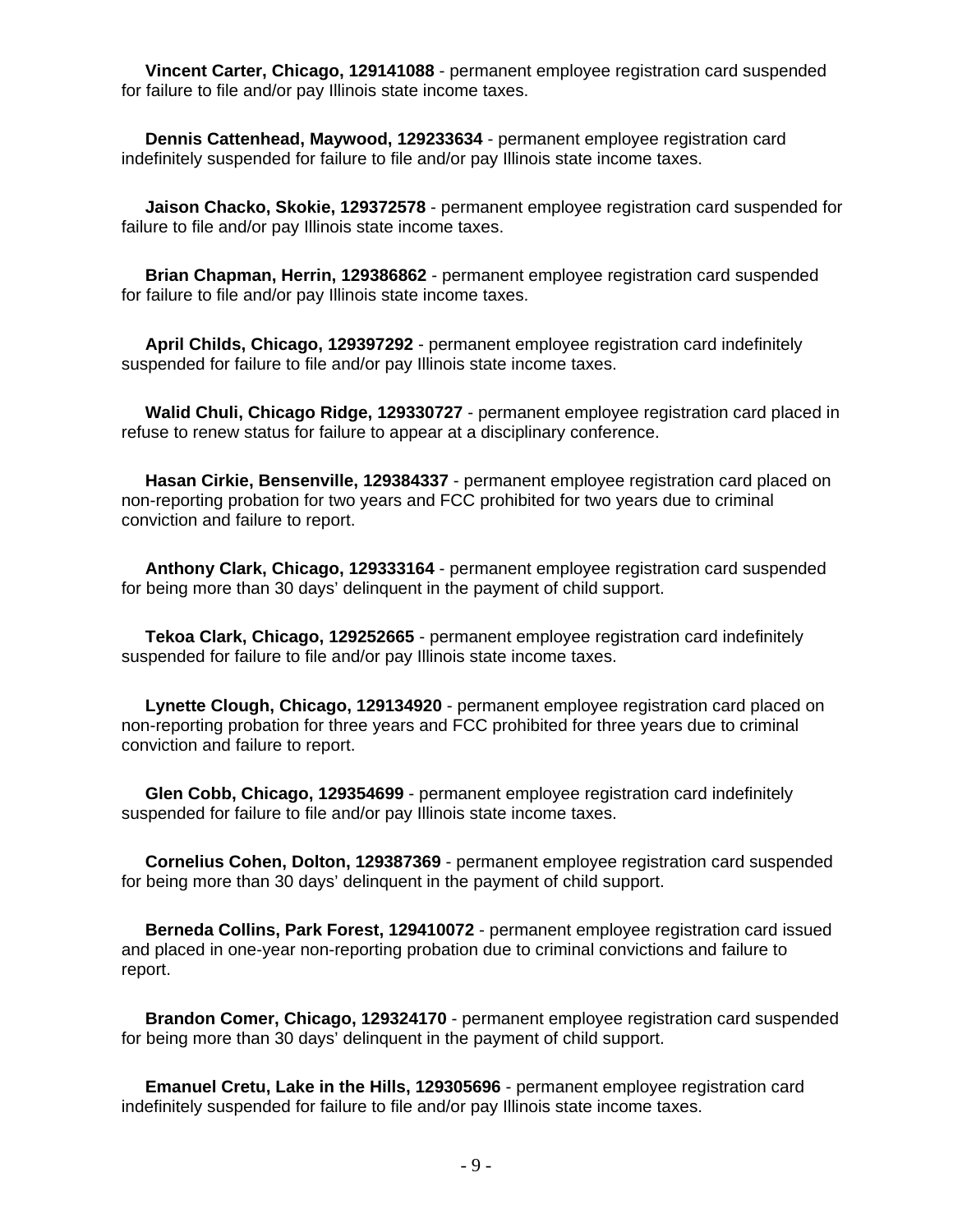**Vincent Carter, Chicago, 129141088** - permanent employee registration card suspended for failure to file and/or pay Illinois state income taxes.

**Dennis Cattenhead, Maywood, 129233634** - permanent employee registration card indefinitely suspended for failure to file and/or pay Illinois state income taxes.

**Jaison Chacko, Skokie, 129372578** - permanent employee registration card suspended for failure to file and/or pay Illinois state income taxes.

**Brian Chapman, Herrin, 129386862** - permanent employee registration card suspended for failure to file and/or pay Illinois state income taxes.

**April Childs, Chicago, 129397292** - permanent employee registration card indefinitely suspended for failure to file and/or pay Illinois state income taxes.

**Walid Chuli, Chicago Ridge, 129330727** - permanent employee registration card placed in refuse to renew status for failure to appear at a disciplinary conference.

**Hasan Cirkie, Bensenville, 129384337** - permanent employee registration card placed on non-reporting probation for two years and FCC prohibited for two years due to criminal conviction and failure to report.

**Anthony Clark, Chicago, 129333164** - permanent employee registration card suspended for being more than 30 days' delinquent in the payment of child support.

**Tekoa Clark, Chicago, 129252665** - permanent employee registration card indefinitely suspended for failure to file and/or pay Illinois state income taxes.

**Lynette Clough, Chicago, 129134920** - permanent employee registration card placed on non-reporting probation for three years and FCC prohibited for three years due to criminal conviction and failure to report.

**Glen Cobb, Chicago, 129354699** - permanent employee registration card indefinitely suspended for failure to file and/or pay Illinois state income taxes.

**Cornelius Cohen, Dolton, 129387369** - permanent employee registration card suspended for being more than 30 days' delinquent in the payment of child support.

**Berneda Collins, Park Forest, 129410072** - permanent employee registration card issued and placed in one-year non-reporting probation due to criminal convictions and failure to report.

**Brandon Comer, Chicago, 129324170** - permanent employee registration card suspended for being more than 30 days' delinquent in the payment of child support.

**Emanuel Cretu, Lake in the Hills, 129305696** - permanent employee registration card indefinitely suspended for failure to file and/or pay Illinois state income taxes.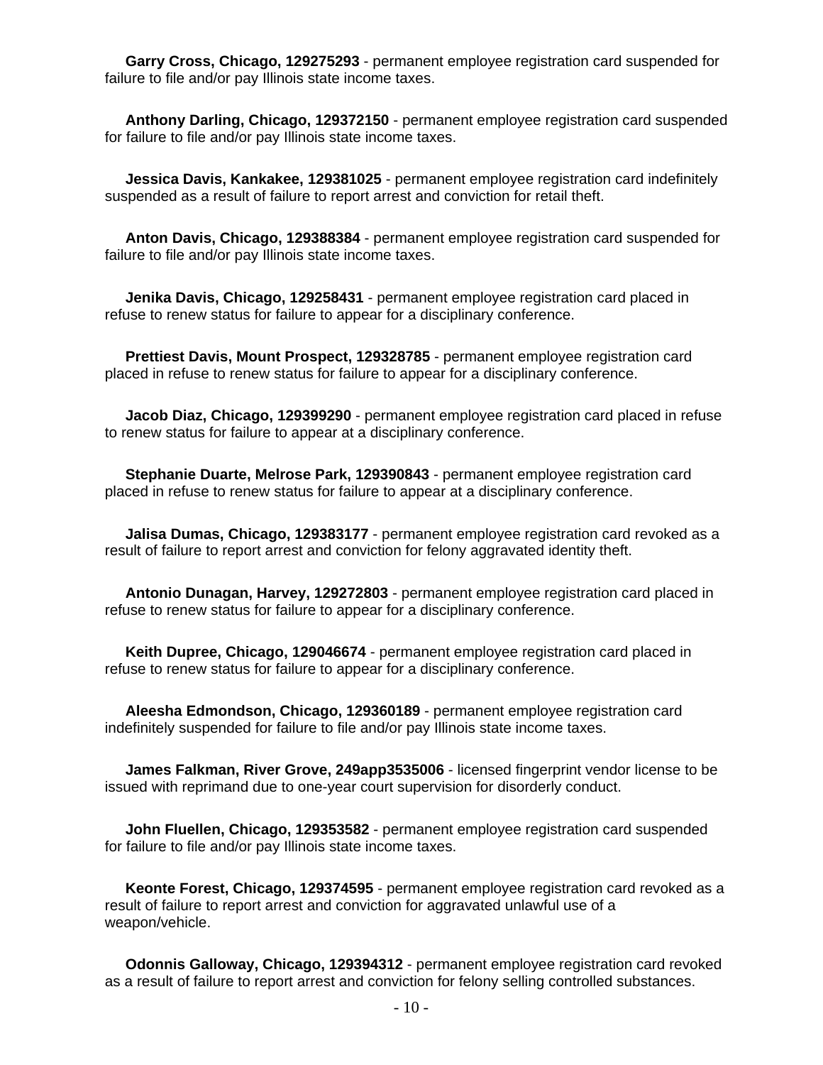**Garry Cross, Chicago, 129275293** - permanent employee registration card suspended for failure to file and/or pay Illinois state income taxes.

**Anthony Darling, Chicago, 129372150** - permanent employee registration card suspended for failure to file and/or pay Illinois state income taxes.

**Jessica Davis, Kankakee, 129381025** - permanent employee registration card indefinitely suspended as a result of failure to report arrest and conviction for retail theft.

**Anton Davis, Chicago, 129388384** - permanent employee registration card suspended for failure to file and/or pay Illinois state income taxes.

**Jenika Davis, Chicago, 129258431** - permanent employee registration card placed in refuse to renew status for failure to appear for a disciplinary conference.

**Prettiest Davis, Mount Prospect, 129328785** - permanent employee registration card placed in refuse to renew status for failure to appear for a disciplinary conference.

**Jacob Diaz, Chicago, 129399290** - permanent employee registration card placed in refuse to renew status for failure to appear at a disciplinary conference.

**Stephanie Duarte, Melrose Park, 129390843** - permanent employee registration card placed in refuse to renew status for failure to appear at a disciplinary conference.

**Jalisa Dumas, Chicago, 129383177** - permanent employee registration card revoked as a result of failure to report arrest and conviction for felony aggravated identity theft.

**Antonio Dunagan, Harvey, 129272803** - permanent employee registration card placed in refuse to renew status for failure to appear for a disciplinary conference.

**Keith Dupree, Chicago, 129046674** - permanent employee registration card placed in refuse to renew status for failure to appear for a disciplinary conference.

**Aleesha Edmondson, Chicago, 129360189** - permanent employee registration card indefinitely suspended for failure to file and/or pay Illinois state income taxes.

**James Falkman, River Grove, 249app3535006** - licensed fingerprint vendor license to be issued with reprimand due to one-year court supervision for disorderly conduct.

**John Fluellen, Chicago, 129353582** - permanent employee registration card suspended for failure to file and/or pay Illinois state income taxes.

**Keonte Forest, Chicago, 129374595** - permanent employee registration card revoked as a result of failure to report arrest and conviction for aggravated unlawful use of a weapon/vehicle.

**Odonnis Galloway, Chicago, 129394312** - permanent employee registration card revoked as a result of failure to report arrest and conviction for felony selling controlled substances.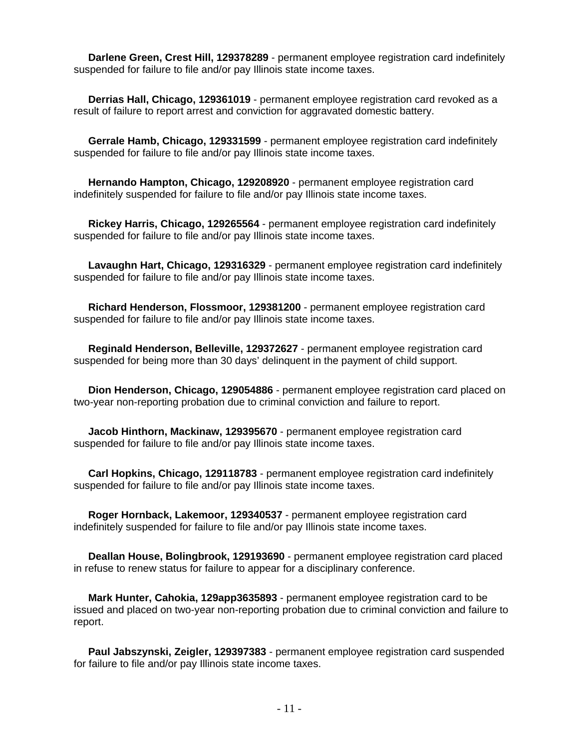**Darlene Green, Crest Hill, 129378289** - permanent employee registration card indefinitely suspended for failure to file and/or pay Illinois state income taxes.

**Derrias Hall, Chicago, 129361019** - permanent employee registration card revoked as a result of failure to report arrest and conviction for aggravated domestic battery.

**Gerrale Hamb, Chicago, 129331599** - permanent employee registration card indefinitely suspended for failure to file and/or pay Illinois state income taxes.

**Hernando Hampton, Chicago, 129208920** - permanent employee registration card indefinitely suspended for failure to file and/or pay Illinois state income taxes.

**Rickey Harris, Chicago, 129265564** - permanent employee registration card indefinitely suspended for failure to file and/or pay Illinois state income taxes.

**Lavaughn Hart, Chicago, 129316329** - permanent employee registration card indefinitely suspended for failure to file and/or pay Illinois state income taxes.

**Richard Henderson, Flossmoor, 129381200** - permanent employee registration card suspended for failure to file and/or pay Illinois state income taxes.

**Reginald Henderson, Belleville, 129372627** - permanent employee registration card suspended for being more than 30 days' delinquent in the payment of child support.

**Dion Henderson, Chicago, 129054886** - permanent employee registration card placed on two-year non-reporting probation due to criminal conviction and failure to report.

**Jacob Hinthorn, Mackinaw, 129395670** - permanent employee registration card suspended for failure to file and/or pay Illinois state income taxes.

**Carl Hopkins, Chicago, 129118783** - permanent employee registration card indefinitely suspended for failure to file and/or pay Illinois state income taxes.

**Roger Hornback, Lakemoor, 129340537** - permanent employee registration card indefinitely suspended for failure to file and/or pay Illinois state income taxes.

**Deallan House, Bolingbrook, 129193690** - permanent employee registration card placed in refuse to renew status for failure to appear for a disciplinary conference.

**Mark Hunter, Cahokia, 129app3635893** - permanent employee registration card to be issued and placed on two-year non-reporting probation due to criminal conviction and failure to report.

**Paul Jabszynski, Zeigler, 129397383** - permanent employee registration card suspended for failure to file and/or pay Illinois state income taxes.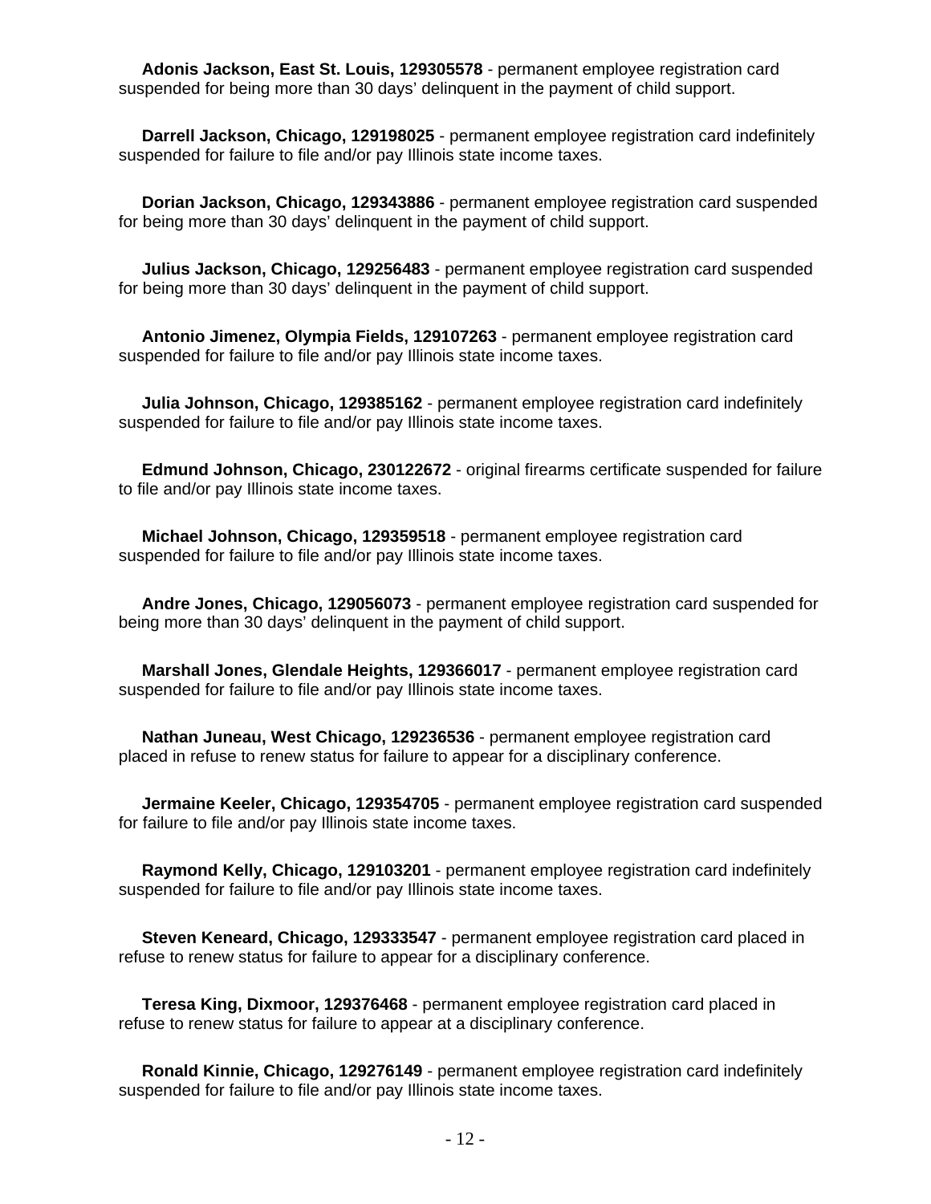**Adonis Jackson, East St. Louis, 129305578** - permanent employee registration card suspended for being more than 30 days' delinquent in the payment of child support.

**Darrell Jackson, Chicago, 129198025** - permanent employee registration card indefinitely suspended for failure to file and/or pay Illinois state income taxes.

**Dorian Jackson, Chicago, 129343886** - permanent employee registration card suspended for being more than 30 days' delinquent in the payment of child support.

**Julius Jackson, Chicago, 129256483** - permanent employee registration card suspended for being more than 30 days' delinquent in the payment of child support.

**Antonio Jimenez, Olympia Fields, 129107263** - permanent employee registration card suspended for failure to file and/or pay Illinois state income taxes.

**Julia Johnson, Chicago, 129385162** - permanent employee registration card indefinitely suspended for failure to file and/or pay Illinois state income taxes.

**Edmund Johnson, Chicago, 230122672** - original firearms certificate suspended for failure to file and/or pay Illinois state income taxes.

**Michael Johnson, Chicago, 129359518** - permanent employee registration card suspended for failure to file and/or pay Illinois state income taxes.

**Andre Jones, Chicago, 129056073** - permanent employee registration card suspended for being more than 30 days' delinquent in the payment of child support.

**Marshall Jones, Glendale Heights, 129366017** - permanent employee registration card suspended for failure to file and/or pay Illinois state income taxes.

**Nathan Juneau, West Chicago, 129236536** - permanent employee registration card placed in refuse to renew status for failure to appear for a disciplinary conference.

**Jermaine Keeler, Chicago, 129354705** - permanent employee registration card suspended for failure to file and/or pay Illinois state income taxes.

**Raymond Kelly, Chicago, 129103201** - permanent employee registration card indefinitely suspended for failure to file and/or pay Illinois state income taxes.

**Steven Keneard, Chicago, 129333547** - permanent employee registration card placed in refuse to renew status for failure to appear for a disciplinary conference.

**Teresa King, Dixmoor, 129376468** - permanent employee registration card placed in refuse to renew status for failure to appear at a disciplinary conference.

**Ronald Kinnie, Chicago, 129276149** - permanent employee registration card indefinitely suspended for failure to file and/or pay Illinois state income taxes.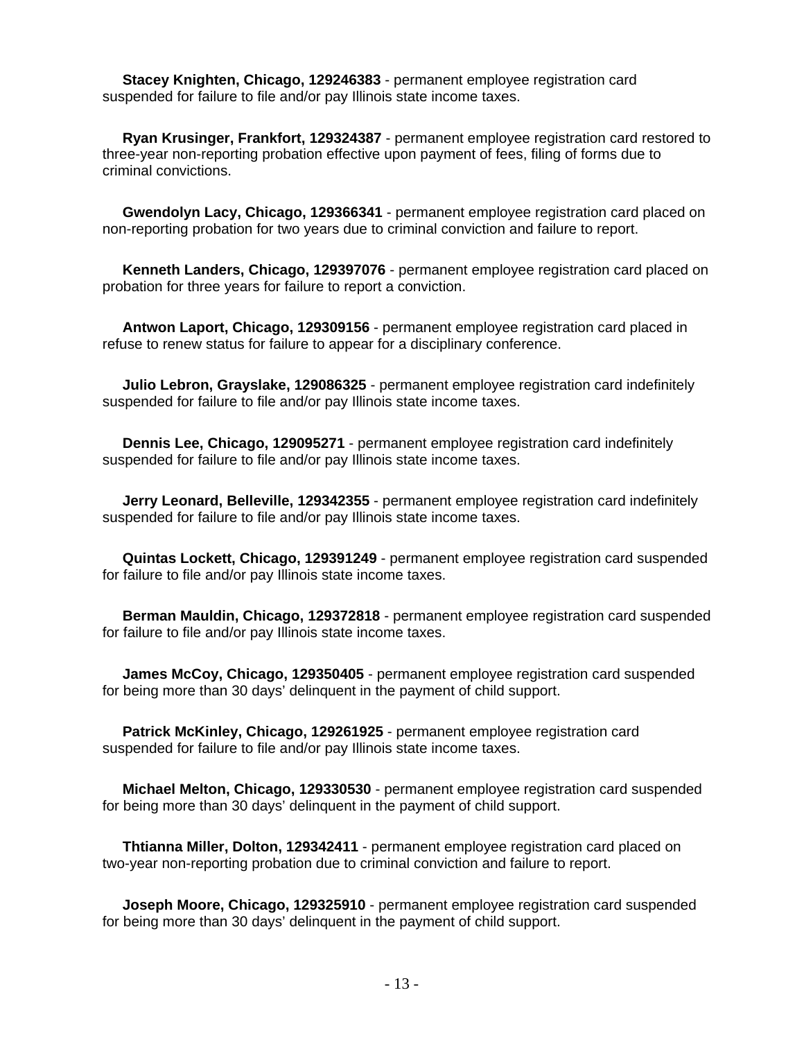**Stacey Knighten, Chicago, 129246383** - permanent employee registration card suspended for failure to file and/or pay Illinois state income taxes.

**Ryan Krusinger, Frankfort, 129324387** - permanent employee registration card restored to three-year non-reporting probation effective upon payment of fees, filing of forms due to criminal convictions.

**Gwendolyn Lacy, Chicago, 129366341** - permanent employee registration card placed on non-reporting probation for two years due to criminal conviction and failure to report.

**Kenneth Landers, Chicago, 129397076** - permanent employee registration card placed on probation for three years for failure to report a conviction.

**Antwon Laport, Chicago, 129309156** - permanent employee registration card placed in refuse to renew status for failure to appear for a disciplinary conference.

**Julio Lebron, Grayslake, 129086325** - permanent employee registration card indefinitely suspended for failure to file and/or pay Illinois state income taxes.

**Dennis Lee, Chicago, 129095271** - permanent employee registration card indefinitely suspended for failure to file and/or pay Illinois state income taxes.

**Jerry Leonard, Belleville, 129342355** - permanent employee registration card indefinitely suspended for failure to file and/or pay Illinois state income taxes.

**Quintas Lockett, Chicago, 129391249** - permanent employee registration card suspended for failure to file and/or pay Illinois state income taxes.

**Berman Mauldin, Chicago, 129372818** - permanent employee registration card suspended for failure to file and/or pay Illinois state income taxes.

**James McCoy, Chicago, 129350405** - permanent employee registration card suspended for being more than 30 days' delinquent in the payment of child support.

**Patrick McKinley, Chicago, 129261925** - permanent employee registration card suspended for failure to file and/or pay Illinois state income taxes.

**Michael Melton, Chicago, 129330530** - permanent employee registration card suspended for being more than 30 days' delinquent in the payment of child support.

**Thtianna Miller, Dolton, 129342411** - permanent employee registration card placed on two-year non-reporting probation due to criminal conviction and failure to report.

**Joseph Moore, Chicago, 129325910** - permanent employee registration card suspended for being more than 30 days' delinquent in the payment of child support.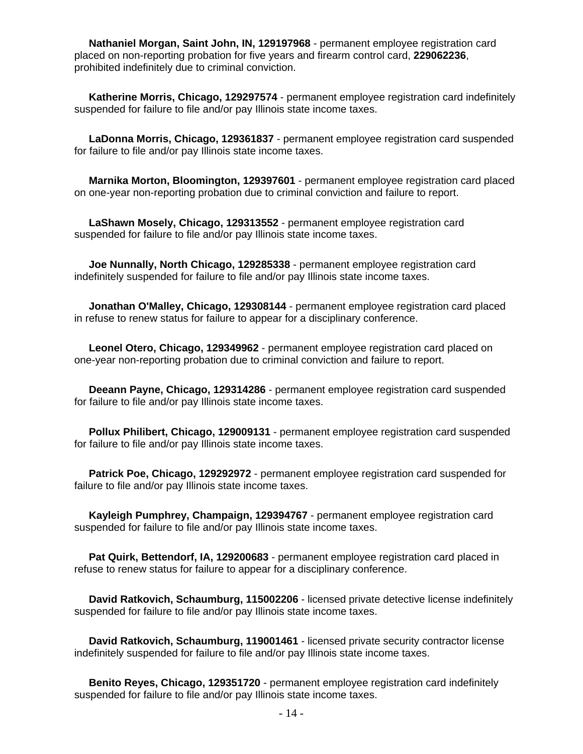**Nathaniel Morgan, Saint John, IN, 129197968** - permanent employee registration card placed on non-reporting probation for five years and firearm control card, **229062236**, prohibited indefinitely due to criminal conviction.

**Katherine Morris, Chicago, 129297574** - permanent employee registration card indefinitely suspended for failure to file and/or pay Illinois state income taxes.

**LaDonna Morris, Chicago, 129361837** - permanent employee registration card suspended for failure to file and/or pay Illinois state income taxes.

**Marnika Morton, Bloomington, 129397601** - permanent employee registration card placed on one-year non-reporting probation due to criminal conviction and failure to report.

**LaShawn Mosely, Chicago, 129313552** - permanent employee registration card suspended for failure to file and/or pay Illinois state income taxes.

**Joe Nunnally, North Chicago, 129285338** - permanent employee registration card indefinitely suspended for failure to file and/or pay Illinois state income taxes.

**Jonathan O'Malley, Chicago, 129308144** - permanent employee registration card placed in refuse to renew status for failure to appear for a disciplinary conference.

**Leonel Otero, Chicago, 129349962** - permanent employee registration card placed on one-year non-reporting probation due to criminal conviction and failure to report.

**Deeann Payne, Chicago, 129314286** - permanent employee registration card suspended for failure to file and/or pay Illinois state income taxes.

**Pollux Philibert, Chicago, 129009131** - permanent employee registration card suspended for failure to file and/or pay Illinois state income taxes.

**Patrick Poe, Chicago, 129292972** - permanent employee registration card suspended for failure to file and/or pay Illinois state income taxes.

**Kayleigh Pumphrey, Champaign, 129394767** - permanent employee registration card suspended for failure to file and/or pay Illinois state income taxes.

**Pat Quirk, Bettendorf, IA, 129200683** - permanent employee registration card placed in refuse to renew status for failure to appear for a disciplinary conference.

**David Ratkovich, Schaumburg, 115002206** - licensed private detective license indefinitely suspended for failure to file and/or pay Illinois state income taxes.

**David Ratkovich, Schaumburg, 119001461** - licensed private security contractor license indefinitely suspended for failure to file and/or pay Illinois state income taxes.

**Benito Reyes, Chicago, 129351720** - permanent employee registration card indefinitely suspended for failure to file and/or pay Illinois state income taxes.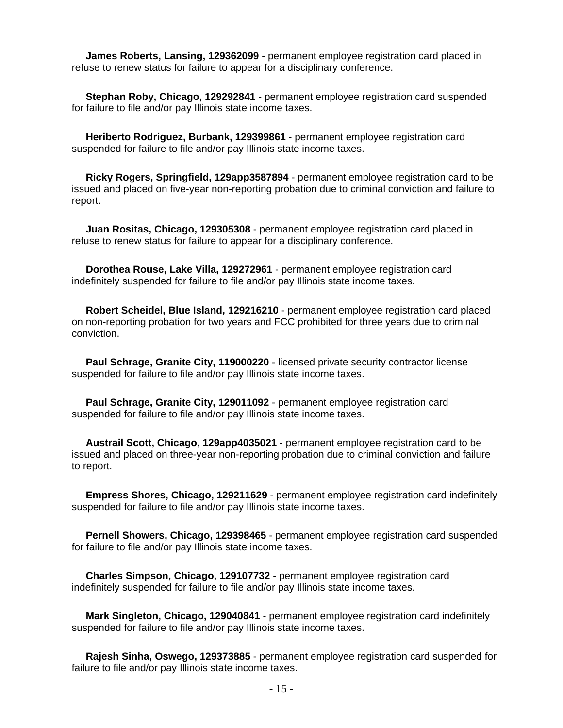**James Roberts, Lansing, 129362099** - permanent employee registration card placed in refuse to renew status for failure to appear for a disciplinary conference.

**Stephan Roby, Chicago, 129292841** - permanent employee registration card suspended for failure to file and/or pay Illinois state income taxes.

**Heriberto Rodriguez, Burbank, 129399861** - permanent employee registration card suspended for failure to file and/or pay Illinois state income taxes.

**Ricky Rogers, Springfield, 129app3587894** - permanent employee registration card to be issued and placed on five-year non-reporting probation due to criminal conviction and failure to report.

**Juan Rositas, Chicago, 129305308** - permanent employee registration card placed in refuse to renew status for failure to appear for a disciplinary conference.

**Dorothea Rouse, Lake Villa, 129272961** - permanent employee registration card indefinitely suspended for failure to file and/or pay Illinois state income taxes.

**Robert Scheidel, Blue Island, 129216210** - permanent employee registration card placed on non-reporting probation for two years and FCC prohibited for three years due to criminal conviction.

**Paul Schrage, Granite City, 119000220** - licensed private security contractor license suspended for failure to file and/or pay Illinois state income taxes.

**Paul Schrage, Granite City, 129011092** - permanent employee registration card suspended for failure to file and/or pay Illinois state income taxes.

**Austrail Scott, Chicago, 129app4035021** - permanent employee registration card to be issued and placed on three-year non-reporting probation due to criminal conviction and failure to report.

**Empress Shores, Chicago, 129211629** - permanent employee registration card indefinitely suspended for failure to file and/or pay Illinois state income taxes.

**Pernell Showers, Chicago, 129398465** - permanent employee registration card suspended for failure to file and/or pay Illinois state income taxes.

**Charles Simpson, Chicago, 129107732** - permanent employee registration card indefinitely suspended for failure to file and/or pay Illinois state income taxes.

**Mark Singleton, Chicago, 129040841** - permanent employee registration card indefinitely suspended for failure to file and/or pay Illinois state income taxes.

**Rajesh Sinha, Oswego, 129373885** - permanent employee registration card suspended for failure to file and/or pay Illinois state income taxes.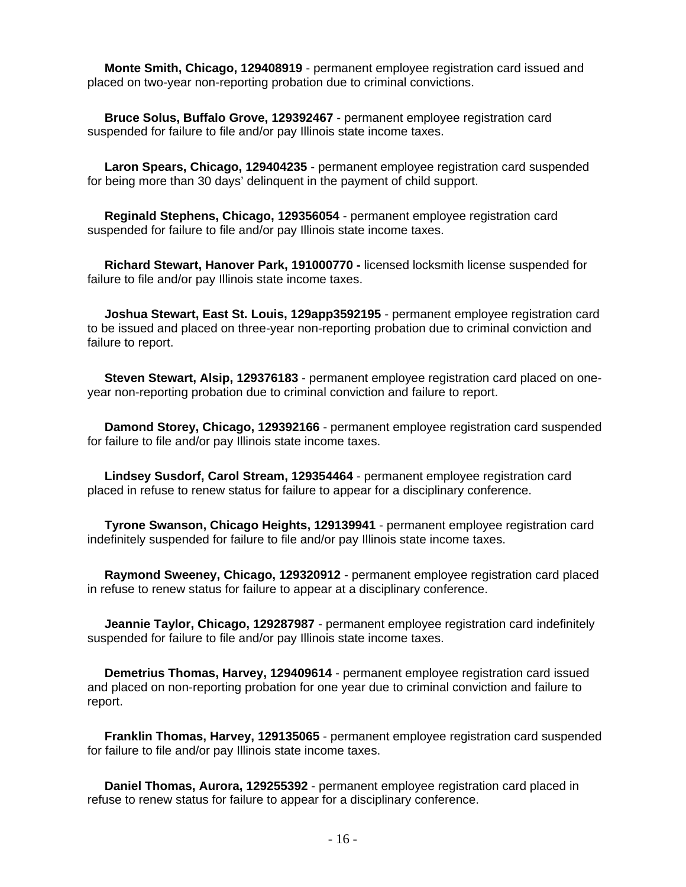**Monte Smith, Chicago, 129408919** - permanent employee registration card issued and placed on two-year non-reporting probation due to criminal convictions.

**Bruce Solus, Buffalo Grove, 129392467** - permanent employee registration card suspended for failure to file and/or pay Illinois state income taxes.

**Laron Spears, Chicago, 129404235** - permanent employee registration card suspended for being more than 30 days' delinquent in the payment of child support.

**Reginald Stephens, Chicago, 129356054** - permanent employee registration card suspended for failure to file and/or pay Illinois state income taxes.

**Richard Stewart, Hanover Park, 191000770 -** licensed locksmith license suspended for failure to file and/or pay Illinois state income taxes.

**Joshua Stewart, East St. Louis, 129app3592195** - permanent employee registration card to be issued and placed on three-year non-reporting probation due to criminal conviction and failure to report.

**Steven Stewart, Alsip, 129376183** - permanent employee registration card placed on one-year non-reporting probation due to criminal conviction and failure to report.

**Damond Storey, Chicago, 129392166** - permanent employee registration card suspended for failure to file and/or pay Illinois state income taxes.

**Lindsey Susdorf, Carol Stream, 129354464** - permanent employee registration card placed in refuse to renew status for failure to appear for a disciplinary conference.

**Tyrone Swanson, Chicago Heights, 129139941** - permanent employee registration card indefinitely suspended for failure to file and/or pay Illinois state income taxes.

**Raymond Sweeney, Chicago, 129320912** - permanent employee registration card placed in refuse to renew status for failure to appear at a disciplinary conference.

**Jeannie Taylor, Chicago, 129287987** - permanent employee registration card indefinitely suspended for failure to file and/or pay Illinois state income taxes.

**Demetrius Thomas, Harvey, 129409614** - permanent employee registration card issued and placed on non-reporting probation for one year due to criminal conviction and failure to report.

**Franklin Thomas, Harvey, 129135065** - permanent employee registration card suspended for failure to file and/or pay Illinois state income taxes.

**Daniel Thomas, Aurora, 129255392** - permanent employee registration card placed in refuse to renew status for failure to appear for a disciplinary conference.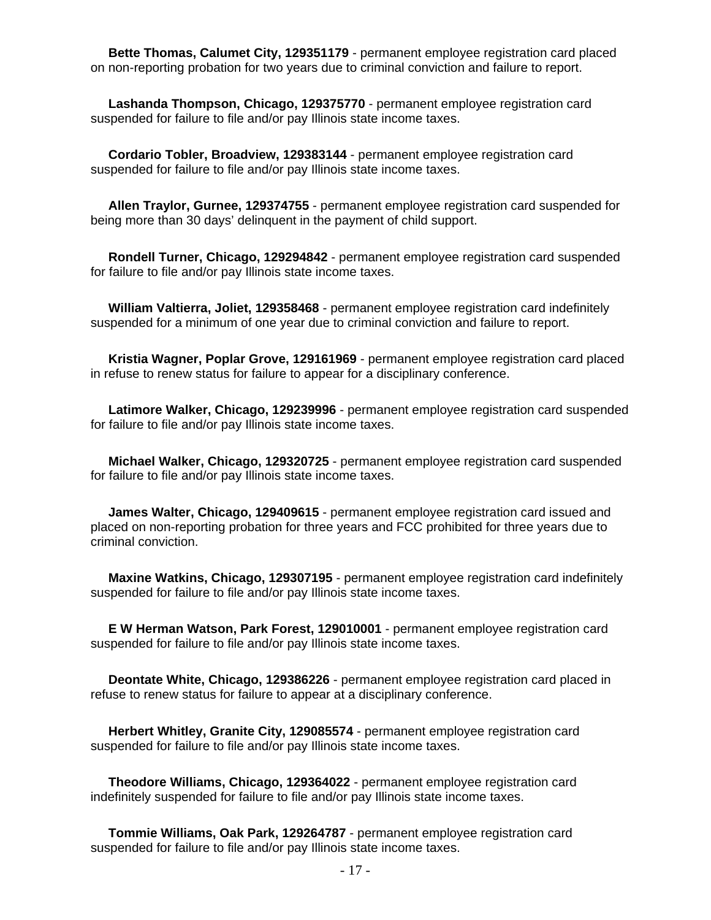**Bette Thomas, Calumet City, 129351179** - permanent employee registration card placed on non-reporting probation for two years due to criminal conviction and failure to report.

**Lashanda Thompson, Chicago, 129375770** - permanent employee registration card suspended for failure to file and/or pay Illinois state income taxes.

**Cordario Tobler, Broadview, 129383144** - permanent employee registration card suspended for failure to file and/or pay Illinois state income taxes.

**Allen Traylor, Gurnee, 129374755** - permanent employee registration card suspended for being more than 30 days' delinquent in the payment of child support.

**Rondell Turner, Chicago, 129294842** - permanent employee registration card suspended for failure to file and/or pay Illinois state income taxes.

**William Valtierra, Joliet, 129358468** - permanent employee registration card indefinitely suspended for a minimum of one year due to criminal conviction and failure to report.

**Kristia Wagner, Poplar Grove, 129161969** - permanent employee registration card placed in refuse to renew status for failure to appear for a disciplinary conference.

**Latimore Walker, Chicago, 129239996** - permanent employee registration card suspended for failure to file and/or pay Illinois state income taxes.

**Michael Walker, Chicago, 129320725** - permanent employee registration card suspended for failure to file and/or pay Illinois state income taxes.

**James Walter, Chicago, 129409615** - permanent employee registration card issued and placed on non-reporting probation for three years and FCC prohibited for three years due to criminal conviction.

**Maxine Watkins, Chicago, 129307195** - permanent employee registration card indefinitely suspended for failure to file and/or pay Illinois state income taxes.

**E W Herman Watson, Park Forest, 129010001** - permanent employee registration card suspended for failure to file and/or pay Illinois state income taxes.

**Deontate White, Chicago, 129386226** - permanent employee registration card placed in refuse to renew status for failure to appear at a disciplinary conference.

**Herbert Whitley, Granite City, 129085574** - permanent employee registration card suspended for failure to file and/or pay Illinois state income taxes.

**Theodore Williams, Chicago, 129364022** - permanent employee registration card indefinitely suspended for failure to file and/or pay Illinois state income taxes.

**Tommie Williams, Oak Park, 129264787** - permanent employee registration card suspended for failure to file and/or pay Illinois state income taxes.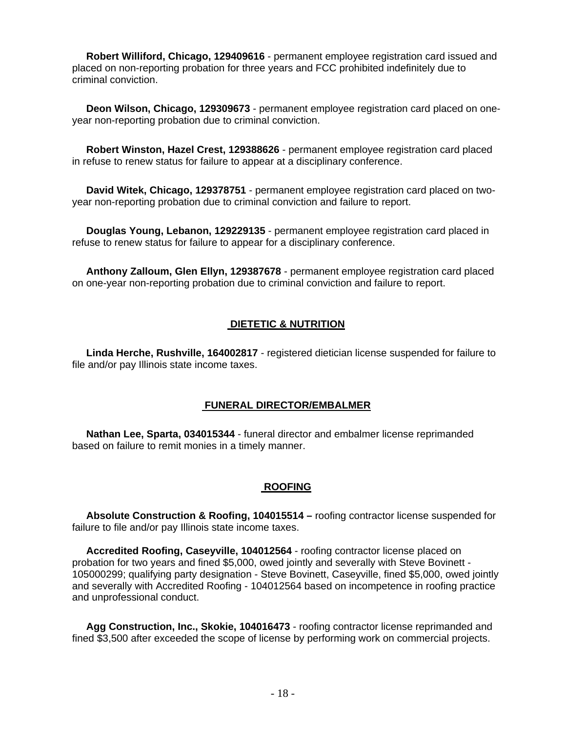**Robert Williford, Chicago, 129409616** - permanent employee registration card issued and placed on non-reporting probation for three years and FCC prohibited indefinitely due to criminal conviction.

**Deon Wilson, Chicago, 129309673** - permanent employee registration card placed on one-year non-reporting probation due to criminal conviction.

**Robert Winston, Hazel Crest, 129388626** - permanent employee registration card placed in refuse to renew status for failure to appear at a disciplinary conference.

**David Witek, Chicago, 129378751** - permanent employee registration card placed on two-year non-reporting probation due to criminal conviction and failure to report.

**Douglas Young, Lebanon, 129229135** - permanent employee registration card placed in refuse to renew status for failure to appear for a disciplinary conference.

**Anthony Zalloum, Glen Ellyn, 129387678** - permanent employee registration card placed on one-year non-reporting probation due to criminal conviction and failure to report.

## DIETETIC & NUTRITION

**Linda Herche, Rushville, 164002817** - registered dietician license suspended for failure to file and/or pay Illinois state income taxes.

## FUNERAL DIRECTOR/EMBALMER

**Nathan Lee, Sparta, 034015344** - funeral director and embalmer license reprimanded based on failure to remit monies in a timely manner.

## ROOFING

**Absolute Construction & Roofing, 104015514 –** roofing contractor license suspended for failure to file and/or pay Illinois state income taxes.

**Accredited Roofing, Caseyville, 104012564** - roofing contractor license placed on probation for two years and fined $5,000, owed jointly and severally with Steve Bovinett - 105000299; qualifying party designation - Steve Bovinett, Caseyville, fined $5,000, owed jointly and severally with Accredited Roofing - 104012564 based on incompetence in roofing practice and unprofessional conduct.

**Agg Construction, Inc., Skokie, 104016473** - roofing contractor license reprimanded and fined $3,500 after exceeded the scope of license by performing work on commercial projects.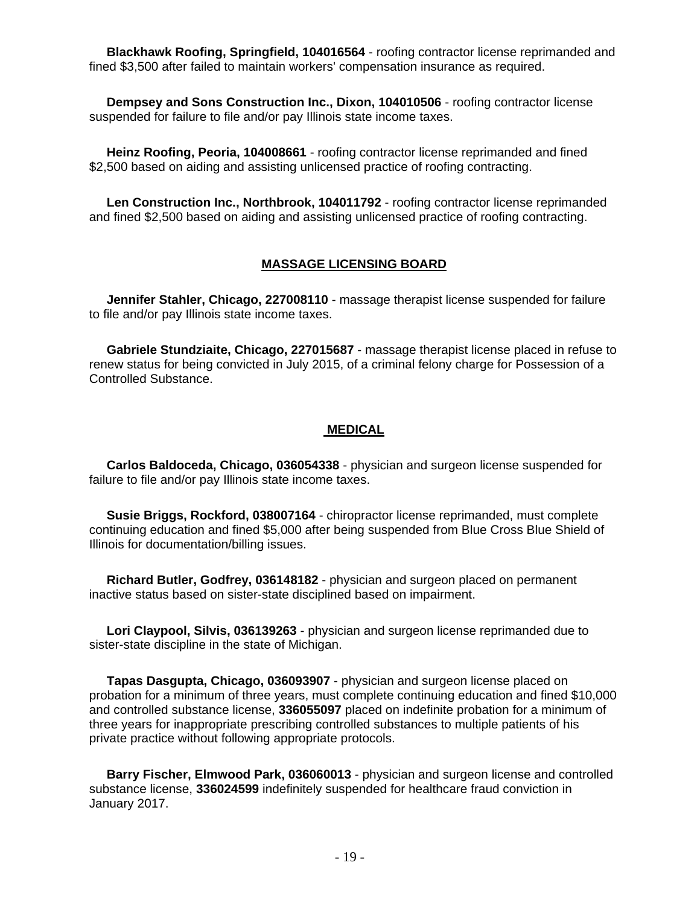**Blackhawk Roofing, Springfield, 104016564** - roofing contractor license reprimanded and fined $3,500 after failed to maintain workers' compensation insurance as required.

**Dempsey and Sons Construction Inc., Dixon, 104010506** - roofing contractor license suspended for failure to file and/or pay Illinois state income taxes.

**Heinz Roofing, Peoria, 104008661** - roofing contractor license reprimanded and fined $2,500 based on aiding and assisting unlicensed practice of roofing contracting.

**Len Construction Inc., Northbrook, 104011792** - roofing contractor license reprimanded and fined $2,500 based on aiding and assisting unlicensed practice of roofing contracting.

## MASSAGE LICENSING BOARD

**Jennifer Stahler, Chicago, 227008110** - massage therapist license suspended for failure to file and/or pay Illinois state income taxes.

**Gabriele Stundziaite, Chicago, 227015687** - massage therapist license placed in refuse to renew status for being convicted in July 2015, of a criminal felony charge for Possession of a Controlled Substance.

## MEDICAL

**Carlos Baldoceda, Chicago, 036054338** - physician and surgeon license suspended for failure to file and/or pay Illinois state income taxes.

**Susie Briggs, Rockford, 038007164** - chiropractor license reprimanded, must complete continuing education and fined $5,000 after being suspended from Blue Cross Blue Shield of Illinois for documentation/billing issues.

**Richard Butler, Godfrey, 036148182** - physician and surgeon placed on permanent inactive status based on sister-state disciplined based on impairment.

**Lori Claypool, Silvis, 036139263** - physician and surgeon license reprimanded due to sister-state discipline in the state of Michigan.

**Tapas Dasgupta, Chicago, 036093907** - physician and surgeon license placed on probation for a minimum of three years, must complete continuing education and fined $10,000 and controlled substance license, **336055097** placed on indefinite probation for a minimum of three years for inappropriate prescribing controlled substances to multiple patients of his private practice without following appropriate protocols.

**Barry Fischer, Elmwood Park, 036060013** - physician and surgeon license and controlled substance license, **336024599** indefinitely suspended for healthcare fraud conviction in January 2017.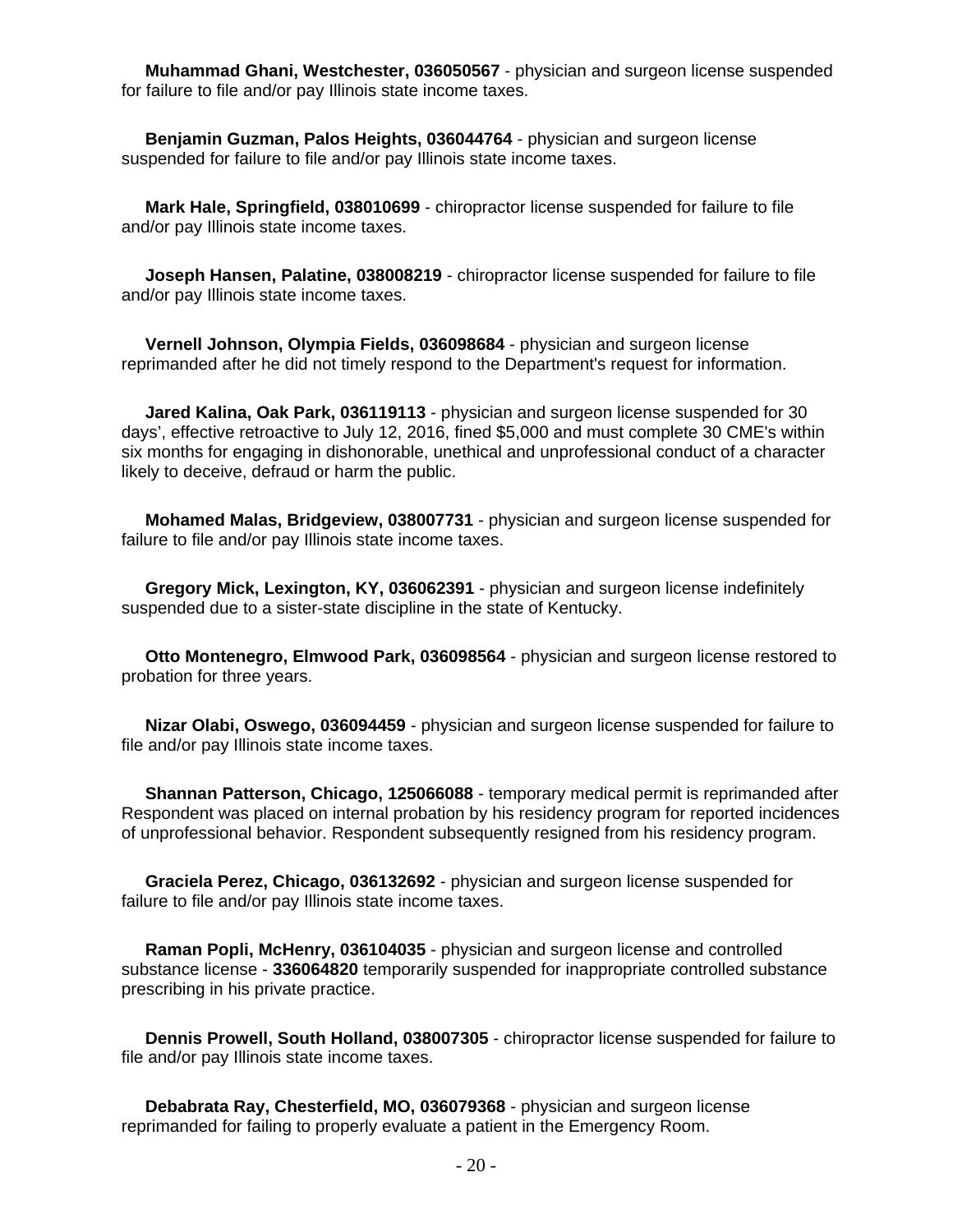**Muhammad Ghani, Westchester, 036050567** - physician and surgeon license suspended for failure to file and/or pay Illinois state income taxes.

**Benjamin Guzman, Palos Heights, 036044764** - physician and surgeon license suspended for failure to file and/or pay Illinois state income taxes.

**Mark Hale, Springfield, 038010699** - chiropractor license suspended for failure to file and/or pay Illinois state income taxes.

**Joseph Hansen, Palatine, 038008219** - chiropractor license suspended for failure to file and/or pay Illinois state income taxes.

**Vernell Johnson, Olympia Fields, 036098684** - physician and surgeon license reprimanded after he did not timely respond to the Department's request for information.

**Jared Kalina, Oak Park, 036119113** - physician and surgeon license suspended for 30 days', effective retroactive to July 12, 2016, fined $5,000 and must complete 30 CME's within six months for engaging in dishonorable, unethical and unprofessional conduct of a character likely to deceive, defraud or harm the public.

**Mohamed Malas, Bridgeview, 038007731** - physician and surgeon license suspended for failure to file and/or pay Illinois state income taxes.

**Gregory Mick, Lexington, KY, 036062391** - physician and surgeon license indefinitely suspended due to a sister-state discipline in the state of Kentucky.

**Otto Montenegro, Elmwood Park, 036098564** - physician and surgeon license restored to probation for three years.

**Nizar Olabi, Oswego, 036094459** - physician and surgeon license suspended for failure to file and/or pay Illinois state income taxes.

**Shannan Patterson, Chicago, 125066088** - temporary medical permit is reprimanded after Respondent was placed on internal probation by his residency program for reported incidences of unprofessional behavior. Respondent subsequently resigned from his residency program.

**Graciela Perez, Chicago, 036132692** - physician and surgeon license suspended for failure to file and/or pay Illinois state income taxes.

**Raman Popli, McHenry, 036104035** - physician and surgeon license and controlled substance license - **336064820** temporarily suspended for inappropriate controlled substance prescribing in his private practice.

**Dennis Prowell, South Holland, 038007305** - chiropractor license suspended for failure to file and/or pay Illinois state income taxes.

**Debabrata Ray, Chesterfield, MO, 036079368** - physician and surgeon license reprimanded for failing to properly evaluate a patient in the Emergency Room.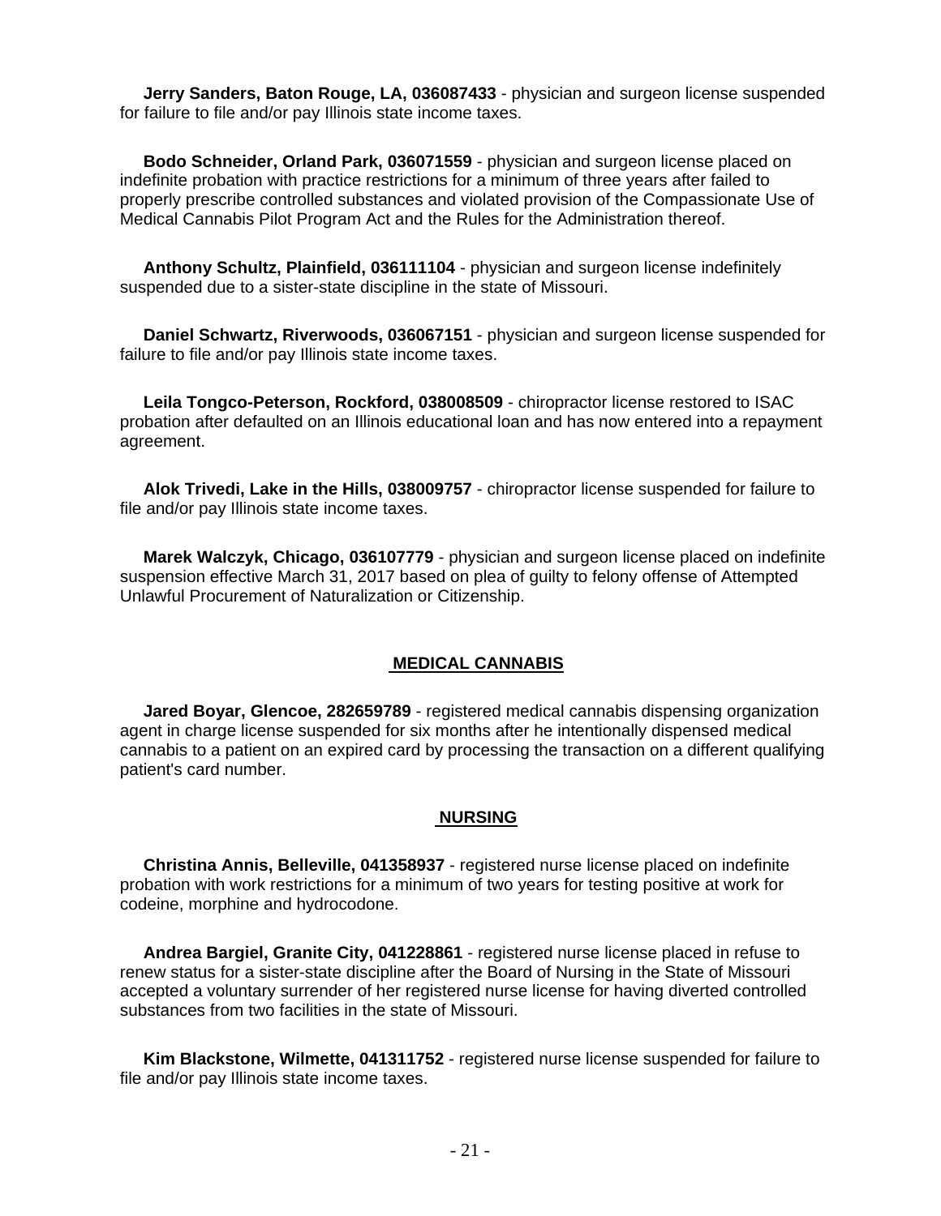**Jerry Sanders, Baton Rouge, LA, 036087433** - physician and surgeon license suspended for failure to file and/or pay Illinois state income taxes.

**Bodo Schneider, Orland Park, 036071559** - physician and surgeon license placed on indefinite probation with practice restrictions for a minimum of three years after failed to properly prescribe controlled substances and violated provision of the Compassionate Use of Medical Cannabis Pilot Program Act and the Rules for the Administration thereof.

**Anthony Schultz, Plainfield, 036111104** - physician and surgeon license indefinitely suspended due to a sister-state discipline in the state of Missouri.

**Daniel Schwartz, Riverwoods, 036067151** - physician and surgeon license suspended for failure to file and/or pay Illinois state income taxes.

**Leila Tongco-Peterson, Rockford, 038008509** - chiropractor license restored to ISAC probation after defaulted on an Illinois educational loan and has now entered into a repayment agreement.

**Alok Trivedi, Lake in the Hills, 038009757** - chiropractor license suspended for failure to file and/or pay Illinois state income taxes.

**Marek Walczyk, Chicago, 036107779** - physician and surgeon license placed on indefinite suspension effective March 31, 2017 based on plea of guilty to felony offense of Attempted Unlawful Procurement of Naturalization or Citizenship.

## MEDICAL CANNABIS

**Jared Boyar, Glencoe, 282659789** - registered medical cannabis dispensing organization agent in charge license suspended for six months after he intentionally dispensed medical cannabis to a patient on an expired card by processing the transaction on a different qualifying patient's card number.

## NURSING

**Christina Annis, Belleville, 041358937** - registered nurse license placed on indefinite probation with work restrictions for a minimum of two years for testing positive at work for codeine, morphine and hydrocodone.

**Andrea Bargiel, Granite City, 041228861** - registered nurse license placed in refuse to renew status for a sister-state discipline after the Board of Nursing in the State of Missouri accepted a voluntary surrender of her registered nurse license for having diverted controlled substances from two facilities in the state of Missouri.

**Kim Blackstone, Wilmette, 041311752** - registered nurse license suspended for failure to file and/or pay Illinois state income taxes.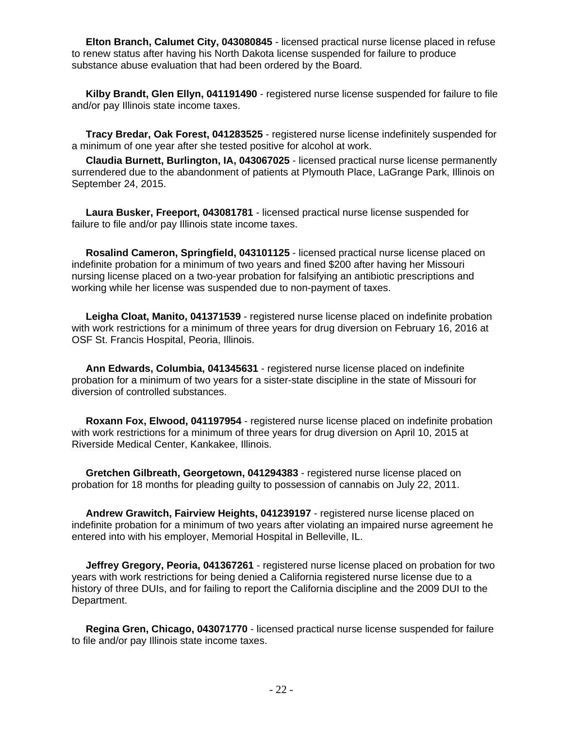**Elton Branch, Calumet City, 043080845** - licensed practical nurse license placed in refuse to renew status after having his North Dakota license suspended for failure to produce substance abuse evaluation that had been ordered by the Board.

**Kilby Brandt, Glen Ellyn, 041191490** - registered nurse license suspended for failure to file and/or pay Illinois state income taxes.

**Tracy Bredar, Oak Forest, 041283525** - registered nurse license indefinitely suspended for a minimum of one year after she tested positive for alcohol at work.

**Claudia Burnett, Burlington, IA, 043067025** - licensed practical nurse license permanently surrendered due to the abandonment of patients at Plymouth Place, LaGrange Park, Illinois on September 24, 2015.

**Laura Busker, Freeport, 043081781** - licensed practical nurse license suspended for failure to file and/or pay Illinois state income taxes.

**Rosalind Cameron, Springfield, 043101125** - licensed practical nurse license placed on indefinite probation for a minimum of two years and fined $200 after having her Missouri nursing license placed on a two-year probation for falsifying an antibiotic prescriptions and working while her license was suspended due to non-payment of taxes.

**Leigha Cloat, Manito, 041371539** - registered nurse license placed on indefinite probation with work restrictions for a minimum of three years for drug diversion on February 16, 2016 at OSF St. Francis Hospital, Peoria, Illinois.

**Ann Edwards, Columbia, 041345631** - registered nurse license placed on indefinite probation for a minimum of two years for a sister-state discipline in the state of Missouri for diversion of controlled substances.

**Roxann Fox, Elwood, 041197954** - registered nurse license placed on indefinite probation with work restrictions for a minimum of three years for drug diversion on April 10, 2015 at Riverside Medical Center, Kankakee, Illinois.

**Gretchen Gilbreath, Georgetown, 041294383** - registered nurse license placed on probation for 18 months for pleading guilty to possession of cannabis on July 22, 2011.

**Andrew Grawitch, Fairview Heights, 041239197** - registered nurse license placed on indefinite probation for a minimum of two years after violating an impaired nurse agreement he entered into with his employer, Memorial Hospital in Belleville, IL.

**Jeffrey Gregory, Peoria, 041367261** - registered nurse license placed on probation for two years with work restrictions for being denied a California registered nurse license due to a history of three DUIs, and for failing to report the California discipline and the 2009 DUI to the Department.

**Regina Gren, Chicago, 043071770** - licensed practical nurse license suspended for failure to file and/or pay Illinois state income taxes.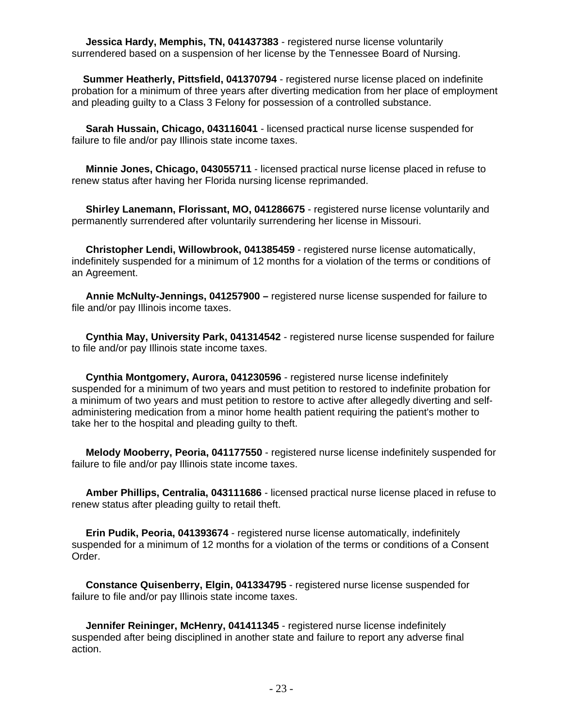**Jessica Hardy, Memphis, TN, 041437383** - registered nurse license voluntarily surrendered based on a suspension of her license by the Tennessee Board of Nursing.

**Summer Heatherly, Pittsfield, 041370794** - registered nurse license placed on indefinite probation for a minimum of three years after diverting medication from her place of employment and pleading guilty to a Class 3 Felony for possession of a controlled substance.

**Sarah Hussain, Chicago, 043116041** - licensed practical nurse license suspended for failure to file and/or pay Illinois state income taxes.

**Minnie Jones, Chicago, 043055711** - licensed practical nurse license placed in refuse to renew status after having her Florida nursing license reprimanded.

**Shirley Lanemann, Florissant, MO, 041286675** - registered nurse license voluntarily and permanently surrendered after voluntarily surrendering her license in Missouri.

**Christopher Lendi, Willowbrook, 041385459** - registered nurse license automatically, indefinitely suspended for a minimum of 12 months for a violation of the terms or conditions of an Agreement.

**Annie McNulty-Jennings, 041257900 –** registered nurse license suspended for failure to file and/or pay Illinois income taxes.

**Cynthia May, University Park, 041314542** - registered nurse license suspended for failure to file and/or pay Illinois state income taxes.

**Cynthia Montgomery, Aurora, 041230596** - registered nurse license indefinitely suspended for a minimum of two years and must petition to restored to indefinite probation for a minimum of two years and must petition to restore to active after allegedly diverting and self-administering medication from a minor home health patient requiring the patient's mother to take her to the hospital and pleading guilty to theft.

**Melody Mooberry, Peoria, 041177550** - registered nurse license indefinitely suspended for failure to file and/or pay Illinois state income taxes.

**Amber Phillips, Centralia, 043111686** - licensed practical nurse license placed in refuse to renew status after pleading guilty to retail theft.

**Erin Pudik, Peoria, 041393674** - registered nurse license automatically, indefinitely suspended for a minimum of 12 months for a violation of the terms or conditions of a Consent Order.

**Constance Quisenberry, Elgin, 041334795** - registered nurse license suspended for failure to file and/or pay Illinois state income taxes.

**Jennifer Reininger, McHenry, 041411345** - registered nurse license indefinitely suspended after being disciplined in another state and failure to report any adverse final action.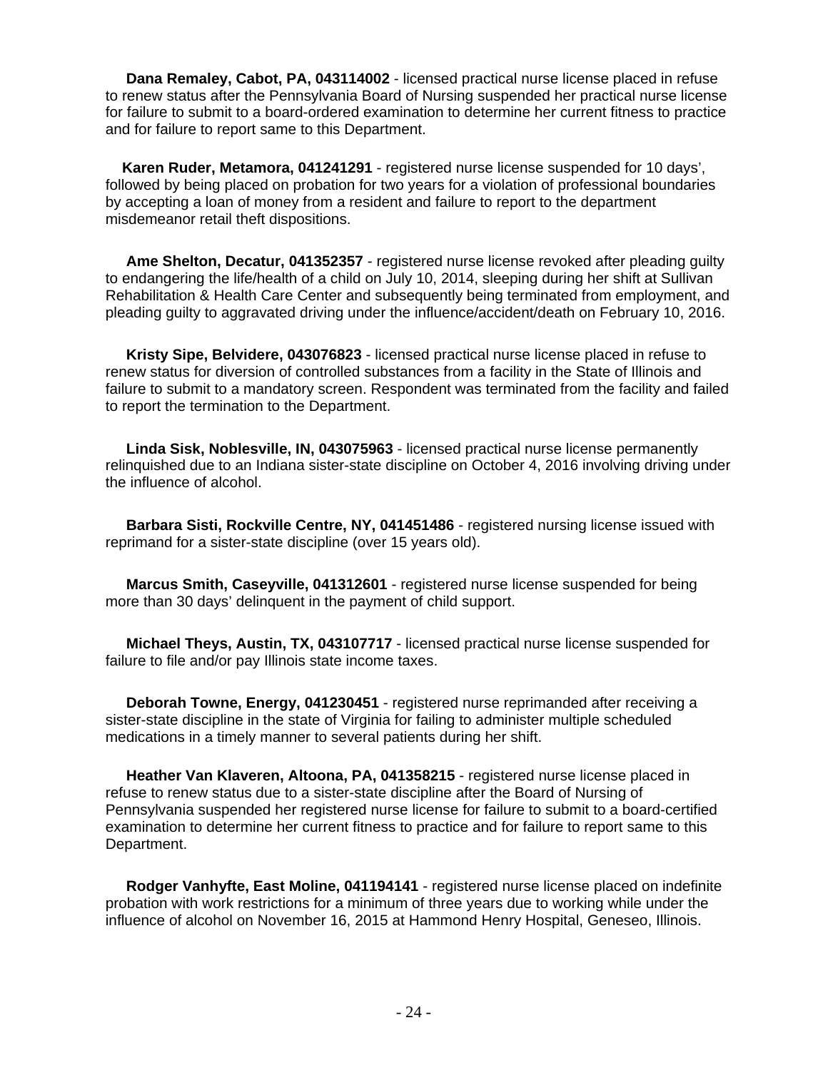**Dana Remaley, Cabot, PA, 043114002** - licensed practical nurse license placed in refuse to renew status after the Pennsylvania Board of Nursing suspended her practical nurse license for failure to submit to a board-ordered examination to determine her current fitness to practice and for failure to report same to this Department.

**Karen Ruder, Metamora, 041241291** - registered nurse license suspended for 10 days', followed by being placed on probation for two years for a violation of professional boundaries by accepting a loan of money from a resident and failure to report to the department misdemeanor retail theft dispositions.

**Ame Shelton, Decatur, 041352357** - registered nurse license revoked after pleading guilty to endangering the life/health of a child on July 10, 2014, sleeping during her shift at Sullivan Rehabilitation & Health Care Center and subsequently being terminated from employment, and pleading guilty to aggravated driving under the influence/accident/death on February 10, 2016.

**Kristy Sipe, Belvidere, 043076823** - licensed practical nurse license placed in refuse to renew status for diversion of controlled substances from a facility in the State of Illinois and failure to submit to a mandatory screen. Respondent was terminated from the facility and failed to report the termination to the Department.

**Linda Sisk, Noblesville, IN, 043075963** - licensed practical nurse license permanently relinquished due to an Indiana sister-state discipline on October 4, 2016 involving driving under the influence of alcohol.

**Barbara Sisti, Rockville Centre, NY, 041451486** - registered nursing license issued with reprimand for a sister-state discipline (over 15 years old).

**Marcus Smith, Caseyville, 041312601** - registered nurse license suspended for being more than 30 days' delinquent in the payment of child support.

**Michael Theys, Austin, TX, 043107717** - licensed practical nurse license suspended for failure to file and/or pay Illinois state income taxes.

**Deborah Towne, Energy, 041230451** - registered nurse reprimanded after receiving a sister-state discipline in the state of Virginia for failing to administer multiple scheduled medications in a timely manner to several patients during her shift.

**Heather Van Klaveren, Altoona, PA, 041358215** - registered nurse license placed in refuse to renew status due to a sister-state discipline after the Board of Nursing of Pennsylvania suspended her registered nurse license for failure to submit to a board-certified examination to determine her current fitness to practice and for failure to report same to this Department.

**Rodger Vanhyfte, East Moline, 041194141** - registered nurse license placed on indefinite probation with work restrictions for a minimum of three years due to working while under the influence of alcohol on November 16, 2015 at Hammond Henry Hospital, Geneseo, Illinois.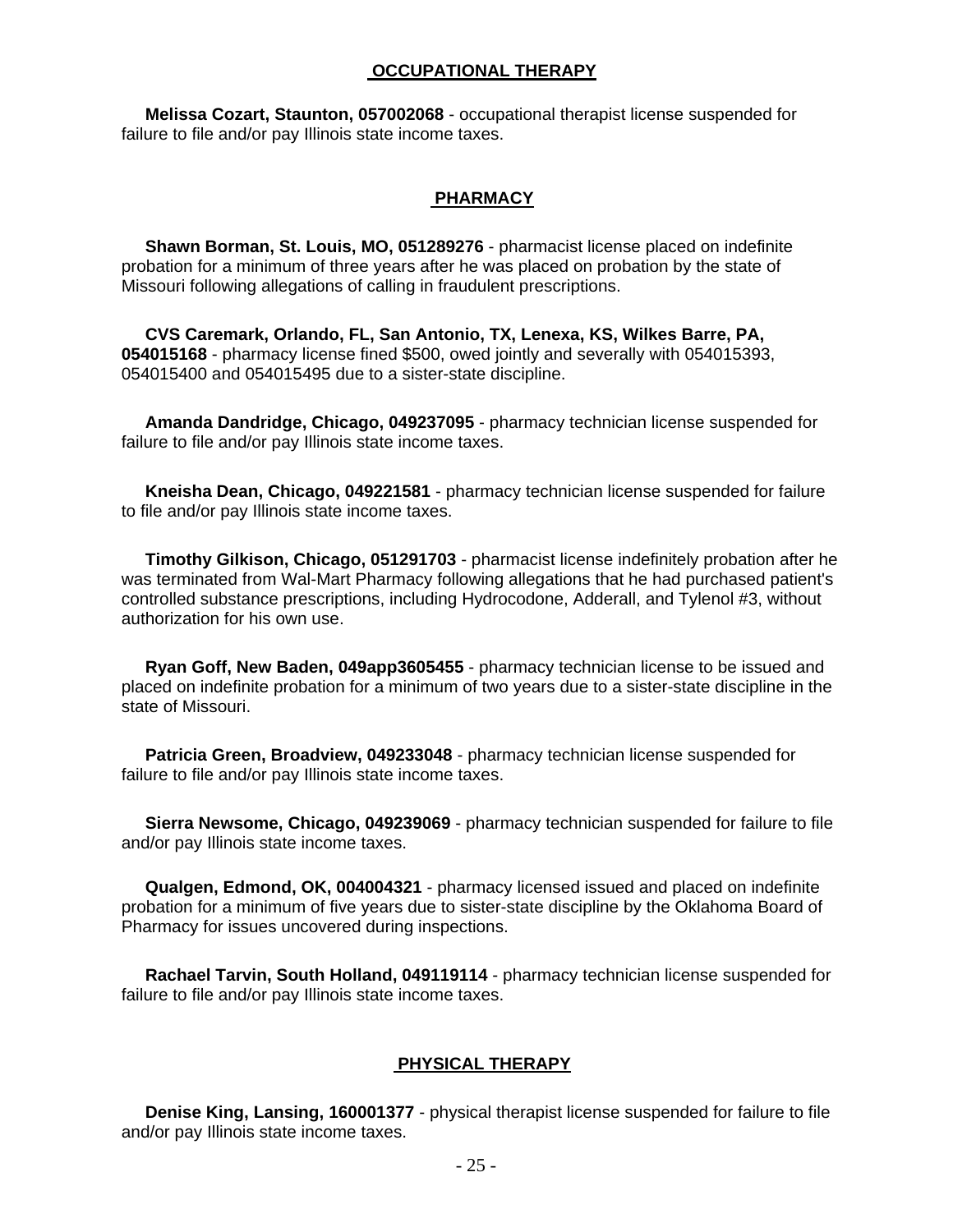## OCCUPATIONAL THERAPY

**Melissa Cozart, Staunton, 057002068** - occupational therapist license suspended for failure to file and/or pay Illinois state income taxes.

## PHARMACY

**Shawn Borman, St. Louis, MO, 051289276** - pharmacist license placed on indefinite probation for a minimum of three years after he was placed on probation by the state of Missouri following allegations of calling in fraudulent prescriptions.

**CVS Caremark, Orlando, FL, San Antonio, TX, Lenexa, KS, Wilkes Barre, PA, 054015168** - pharmacy license fined $500, owed jointly and severally with 054015393, 054015400 and 054015495 due to a sister-state discipline.

**Amanda Dandridge, Chicago, 049237095** - pharmacy technician license suspended for failure to file and/or pay Illinois state income taxes.

**Kneisha Dean, Chicago, 049221581** - pharmacy technician license suspended for failure to file and/or pay Illinois state income taxes.

**Timothy Gilkison, Chicago, 051291703** - pharmacist license indefinitely probation after he was terminated from Wal-Mart Pharmacy following allegations that he had purchased patient's controlled substance prescriptions, including Hydrocodone, Adderall, and Tylenol #3, without authorization for his own use.

**Ryan Goff, New Baden, 049app3605455** - pharmacy technician license to be issued and placed on indefinite probation for a minimum of two years due to a sister-state discipline in the state of Missouri.

**Patricia Green, Broadview, 049233048** - pharmacy technician license suspended for failure to file and/or pay Illinois state income taxes.

**Sierra Newsome, Chicago, 049239069** - pharmacy technician suspended for failure to file and/or pay Illinois state income taxes.

**Qualgen, Edmond, OK, 004004321** - pharmacy licensed issued and placed on indefinite probation for a minimum of five years due to sister-state discipline by the Oklahoma Board of Pharmacy for issues uncovered during inspections.

**Rachael Tarvin, South Holland, 049119114** - pharmacy technician license suspended for failure to file and/or pay Illinois state income taxes.

## PHYSICAL THERAPY

**Denise King, Lansing, 160001377** - physical therapist license suspended for failure to file and/or pay Illinois state income taxes.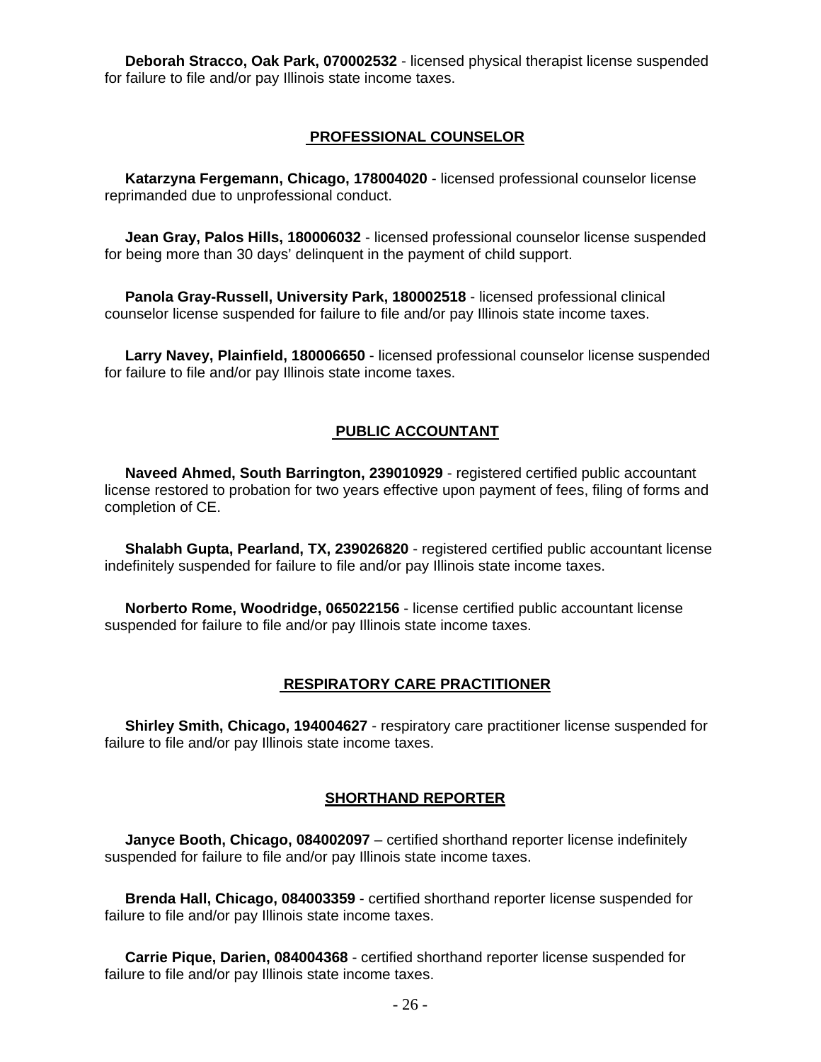**Deborah Stracco, Oak Park, 070002532** - licensed physical therapist license suspended for failure to file and/or pay Illinois state income taxes.

## PROFESSIONAL COUNSELOR

**Katarzyna Fergemann, Chicago, 178004020** - licensed professional counselor license reprimanded due to unprofessional conduct.

**Jean Gray, Palos Hills, 180006032** - licensed professional counselor license suspended for being more than 30 days' delinquent in the payment of child support.

**Panola Gray-Russell, University Park, 180002518** - licensed professional clinical counselor license suspended for failure to file and/or pay Illinois state income taxes.

**Larry Navey, Plainfield, 180006650** - licensed professional counselor license suspended for failure to file and/or pay Illinois state income taxes.

## PUBLIC ACCOUNTANT

**Naveed Ahmed, South Barrington, 239010929** - registered certified public accountant license restored to probation for two years effective upon payment of fees, filing of forms and completion of CE.

**Shalabh Gupta, Pearland, TX, 239026820** - registered certified public accountant license indefinitely suspended for failure to file and/or pay Illinois state income taxes.

**Norberto Rome, Woodridge, 065022156** - license certified public accountant license suspended for failure to file and/or pay Illinois state income taxes.

## RESPIRATORY CARE PRACTITIONER

**Shirley Smith, Chicago, 194004627** - respiratory care practitioner license suspended for failure to file and/or pay Illinois state income taxes.

## SHORTHAND REPORTER

**Janyce Booth, Chicago, 084002097** – certified shorthand reporter license indefinitely suspended for failure to file and/or pay Illinois state income taxes.

**Brenda Hall, Chicago, 084003359** - certified shorthand reporter license suspended for failure to file and/or pay Illinois state income taxes.

**Carrie Pique, Darien, 084004368** - certified shorthand reporter license suspended for failure to file and/or pay Illinois state income taxes.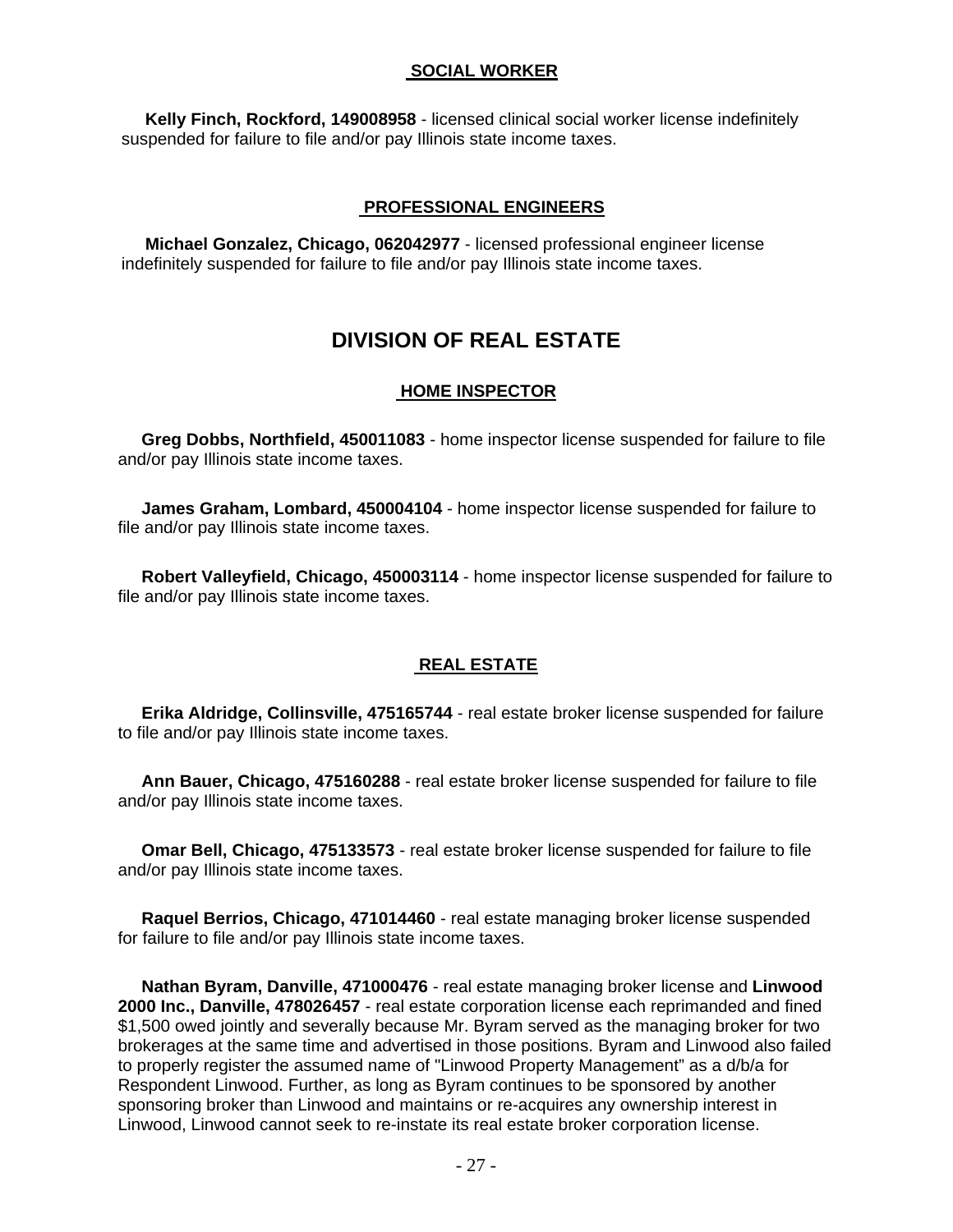### SOCIAL WORKER

**Kelly Finch, Rockford, 149008958** - licensed clinical social worker license indefinitely suspended for failure to file and/or pay Illinois state income taxes.

### PROFESSIONAL ENGINEERS

**Michael Gonzalez, Chicago, 062042977** - licensed professional engineer license indefinitely suspended for failure to file and/or pay Illinois state income taxes.

## DIVISION OF REAL ESTATE

### HOME INSPECTOR

**Greg Dobbs, Northfield, 450011083** - home inspector license suspended for failure to file and/or pay Illinois state income taxes.

**James Graham, Lombard, 450004104** - home inspector license suspended for failure to file and/or pay Illinois state income taxes.

**Robert Valleyfield, Chicago, 450003114** - home inspector license suspended for failure to file and/or pay Illinois state income taxes.

### REAL ESTATE

**Erika Aldridge, Collinsville, 475165744** - real estate broker license suspended for failure to file and/or pay Illinois state income taxes.

**Ann Bauer, Chicago, 475160288** - real estate broker license suspended for failure to file and/or pay Illinois state income taxes.

**Omar Bell, Chicago, 475133573** - real estate broker license suspended for failure to file and/or pay Illinois state income taxes.

**Raquel Berrios, Chicago, 471014460** - real estate managing broker license suspended for failure to file and/or pay Illinois state income taxes.

**Nathan Byram, Danville, 471000476** - real estate managing broker license and **Linwood 2000 Inc., Danville, 478026457** - real estate corporation license each reprimanded and fined $1,500 owed jointly and severally because Mr. Byram served as the managing broker for two brokerages at the same time and advertised in those positions. Byram and Linwood also failed to properly register the assumed name of "Linwood Property Management" as a d/b/a for Respondent Linwood. Further, as long as Byram continues to be sponsored by another sponsoring broker than Linwood and maintains or re-acquires any ownership interest in Linwood, Linwood cannot seek to re-instate its real estate broker corporation license.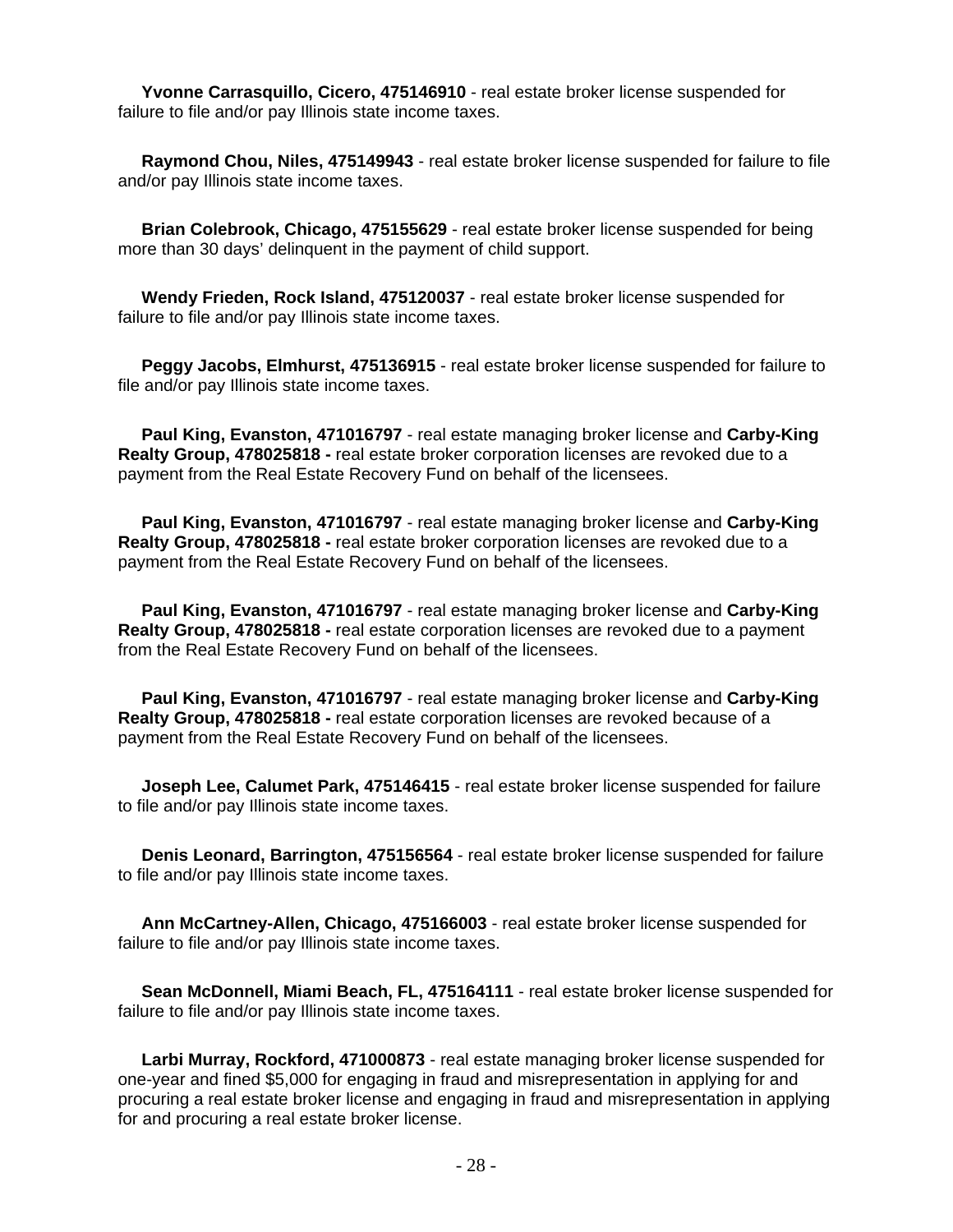**Yvonne Carrasquillo, Cicero, 475146910** - real estate broker license suspended for failure to file and/or pay Illinois state income taxes.

**Raymond Chou, Niles, 475149943** - real estate broker license suspended for failure to file and/or pay Illinois state income taxes.

**Brian Colebrook, Chicago, 475155629** - real estate broker license suspended for being more than 30 days' delinquent in the payment of child support.

**Wendy Frieden, Rock Island, 475120037** - real estate broker license suspended for failure to file and/or pay Illinois state income taxes.

**Peggy Jacobs, Elmhurst, 475136915** - real estate broker license suspended for failure to file and/or pay Illinois state income taxes.

**Paul King, Evanston, 471016797** - real estate managing broker license and **Carby-King Realty Group, 478025818 -** real estate broker corporation licenses are revoked due to a payment from the Real Estate Recovery Fund on behalf of the licensees.

**Paul King, Evanston, 471016797** - real estate managing broker license and **Carby-King Realty Group, 478025818 -** real estate broker corporation licenses are revoked due to a payment from the Real Estate Recovery Fund on behalf of the licensees.

**Paul King, Evanston, 471016797** - real estate managing broker license and **Carby-King Realty Group, 478025818 -** real estate corporation licenses are revoked due to a payment from the Real Estate Recovery Fund on behalf of the licensees.

**Paul King, Evanston, 471016797** - real estate managing broker license and **Carby-King Realty Group, 478025818 -** real estate corporation licenses are revoked because of a payment from the Real Estate Recovery Fund on behalf of the licensees.

**Joseph Lee, Calumet Park, 475146415** - real estate broker license suspended for failure to file and/or pay Illinois state income taxes.

**Denis Leonard, Barrington, 475156564** - real estate broker license suspended for failure to file and/or pay Illinois state income taxes.

**Ann McCartney-Allen, Chicago, 475166003** - real estate broker license suspended for failure to file and/or pay Illinois state income taxes.

**Sean McDonnell, Miami Beach, FL, 475164111** - real estate broker license suspended for failure to file and/or pay Illinois state income taxes.

**Larbi Murray, Rockford, 471000873** - real estate managing broker license suspended for one-year and fined $5,000 for engaging in fraud and misrepresentation in applying for and procuring a real estate broker license and engaging in fraud and misrepresentation in applying for and procuring a real estate broker license.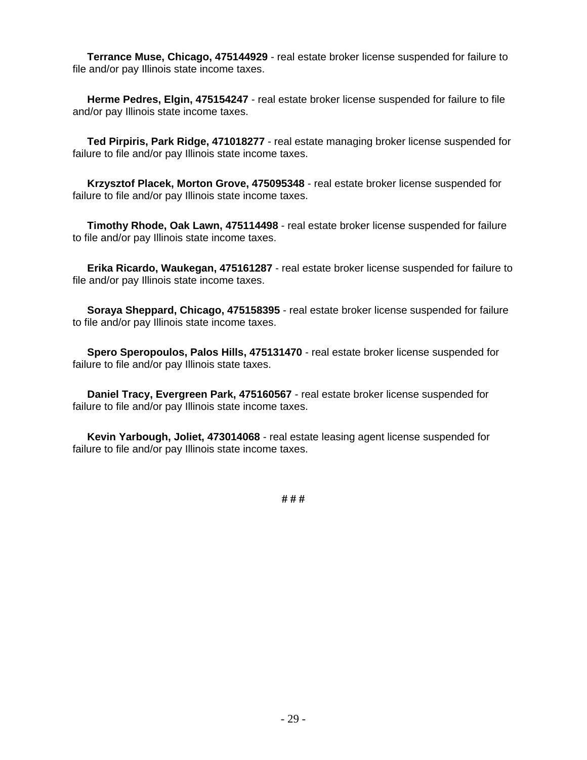**Terrance Muse, Chicago, 475144929** - real estate broker license suspended for failure to file and/or pay Illinois state income taxes.

**Herme Pedres, Elgin, 475154247** - real estate broker license suspended for failure to file and/or pay Illinois state income taxes.

**Ted Pirpiris, Park Ridge, 471018277** - real estate managing broker license suspended for failure to file and/or pay Illinois state income taxes.

**Krzysztof Placek, Morton Grove, 475095348** - real estate broker license suspended for failure to file and/or pay Illinois state income taxes.

**Timothy Rhode, Oak Lawn, 475114498** - real estate broker license suspended for failure to file and/or pay Illinois state income taxes.

**Erika Ricardo, Waukegan, 475161287** - real estate broker license suspended for failure to file and/or pay Illinois state income taxes.

**Soraya Sheppard, Chicago, 475158395** - real estate broker license suspended for failure to file and/or pay Illinois state income taxes.

**Spero Speropoulos, Palos Hills, 475131470** - real estate broker license suspended for failure to file and/or pay Illinois state taxes.

**Daniel Tracy, Evergreen Park, 475160567** - real estate broker license suspended for failure to file and/or pay Illinois state income taxes.

**Kevin Yarbough, Joliet, 473014068** - real estate leasing agent license suspended for failure to file and/or pay Illinois state income taxes.

# # #